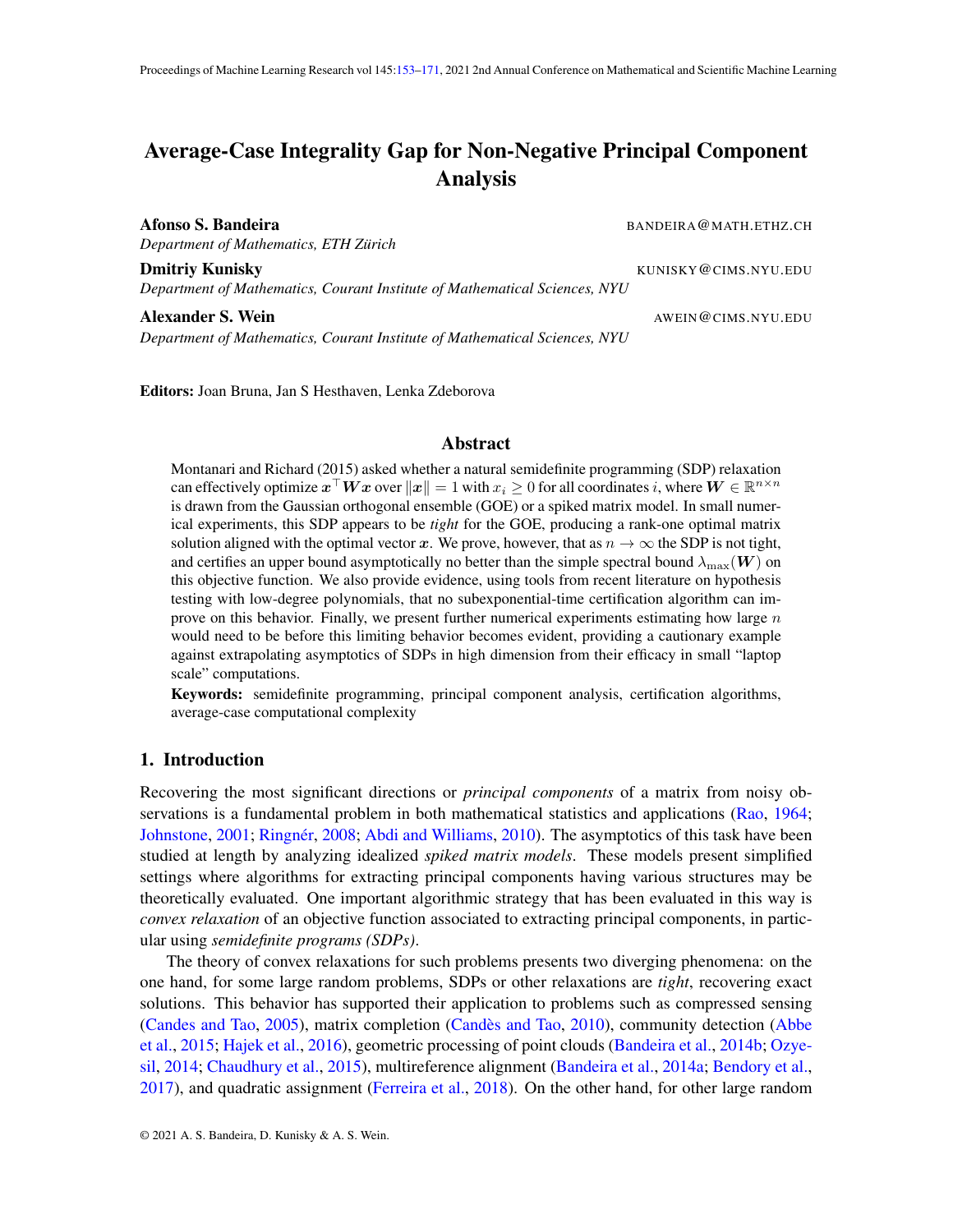# Average-Case Integrality Gap for Non-Negative Principal Component Analysis

**Afonso S. Bandeira** BANDEIRA@MATH.ETHZ.CH
*Department of Mathematics, ETH Zürich*

**Dmitriy Kunisky** KUNISKY@CIMS.NYU.EDU
*Department of Mathematics, Courant Institute of Mathematical Sciences, NYU*

**Alexander S. Wein** AWEIN@CIMS.NYU.EDU
*Department of Mathematics, Courant Institute of Mathematical Sciences, NYU*

**Editors:** Joan Bruna, Jan S Hesthaven, Lenka Zdeborova

## Abstract

Montanari and Richard (2015) asked whether a natural semidefinite programming (SDP) relaxation can effectively optimize $\boldsymbol{x}^\top \boldsymbol{W} \boldsymbol{x}$ over $\|\boldsymbol{x}\| = 1$ with $x_i \geq 0$ for all coordinates $i$, where $\boldsymbol{W} \in \mathbb{R}^{n \times n}$ is drawn from the Gaussian orthogonal ensemble (GOE) or a spiked matrix model. In small numerical experiments, this SDP appears to be *tight* for the GOE, producing a rank-one optimal matrix solution aligned with the optimal vector $\boldsymbol{x}$. We prove, however, that as $n \to \infty$ the SDP is not tight, and certifies an upper bound asymptotically no better than the simple spectral bound $\lambda_{\max}(\boldsymbol{W})$ on this objective function. We also provide evidence, using tools from recent literature on hypothesis testing with low-degree polynomials, that no subexponential-time certification algorithm can improve on this behavior. Finally, we present further numerical experiments estimating how large $n$ would need to be before this limiting behavior becomes evident, providing a cautionary example against extrapolating asymptotics of SDPs in high dimension from their efficacy in small "laptop scale" computations.

**Keywords:** semidefinite programming, principal component analysis, certification algorithms, average-case computational complexity

## 1. Introduction

Recovering the most significant directions or *principal components* of a matrix from noisy observations is a fundamental problem in both mathematical statistics and applications (Rao, 1964; Johnstone, 2001; Ringnér, 2008; Abdi and Williams, 2010). The asymptotics of this task have been studied at length by analyzing idealized *spiked matrix models*. These models present simplified settings where algorithms for extracting principal components having various structures may be theoretically evaluated. One important algorithmic strategy that has been evaluated in this way is *convex relaxation* of an objective function associated to extracting principal components, in particular using *semidefinite programs (SDPs)*.

The theory of convex relaxations for such problems presents two diverging phenomena: on the one hand, for some large random problems, SDPs or other relaxations are *tight*, recovering exact solutions. This behavior has supported their application to problems such as compressed sensing (Candes and Tao, 2005), matrix completion (Candès and Tao, 2010), community detection (Abbe et al., 2015; Hajek et al., 2016), geometric processing of point clouds (Bandeira et al., 2014b; Ozyesil, 2014; Chaudhury et al., 2015), multireference alignment (Bandeira et al., 2014a; Bendory et al., 2017), and quadratic assignment (Ferreira et al., 2018). On the other hand, for other large random

© 2021 A. S. Bandeira, D. Kunisky & A. S. Wein.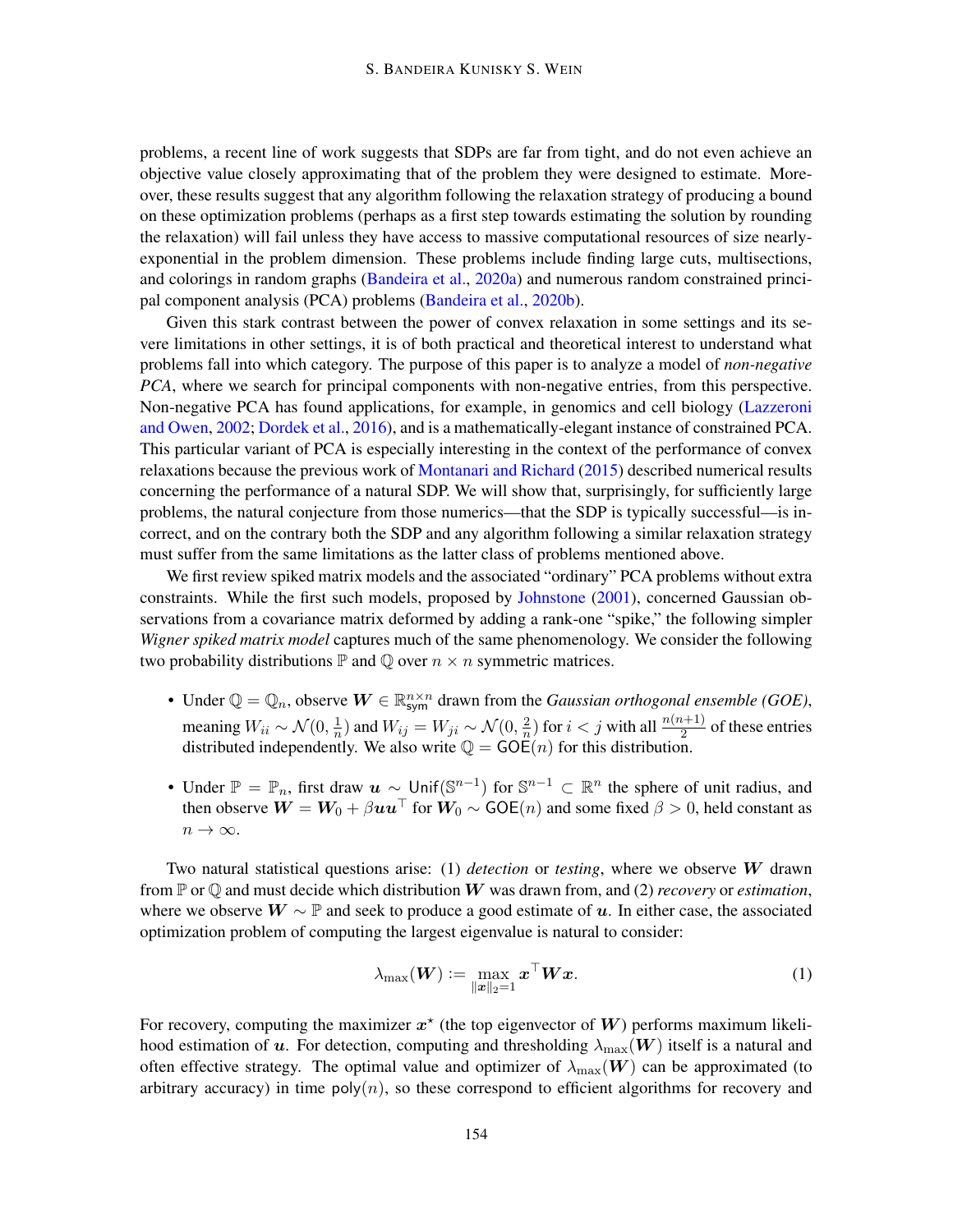problems, a recent line of work suggests that SDPs are far from tight, and do not even achieve an objective value closely approximating that of the problem they were designed to estimate. Moreover, these results suggest that any algorithm following the relaxation strategy of producing a bound on these optimization problems (perhaps as a first step towards estimating the solution by rounding the relaxation) will fail unless they have access to massive computational resources of size nearly-exponential in the problem dimension. These problems include finding large cuts, multisections, and colorings in random graphs (Bandeira et al., 2020a) and numerous random constrained principal component analysis (PCA) problems (Bandeira et al., 2020b).

Given this stark contrast between the power of convex relaxation in some settings and its severe limitations in other settings, it is of both practical and theoretical interest to understand what problems fall into which category. The purpose of this paper is to analyze a model of *non-negative PCA*, where we search for principal components with non-negative entries, from this perspective. Non-negative PCA has found applications, for example, in genomics and cell biology (Lazzeroni and Owen, 2002; Dordek et al., 2016), and is a mathematically-elegant instance of constrained PCA. This particular variant of PCA is especially interesting in the context of the performance of convex relaxations because the previous work of Montanari and Richard (2015) described numerical results concerning the performance of a natural SDP. We will show that, surprisingly, for sufficiently large problems, the natural conjecture from those numerics—that the SDP is typically successful—is incorrect, and on the contrary both the SDP and any algorithm following a similar relaxation strategy must suffer from the same limitations as the latter class of problems mentioned above.

We first review spiked matrix models and the associated "ordinary" PCA problems without extra constraints. While the first such models, proposed by Johnstone (2001), concerned Gaussian observations from a covariance matrix deformed by adding a rank-one "spike," the following simpler *Wigner spiked matrix model* captures much of the same phenomenology. We consider the following two probability distributions $\mathbb{P}$ and $\mathbb{Q}$ over $n \times n$ symmetric matrices.

- Under $\mathbb{Q} = \mathbb{Q}_n$, observe $\boldsymbol{W} \in \mathbb{R}^{n \times n}_{\mathsf{sym}}$ drawn from the *Gaussian orthogonal ensemble (GOE)*, meaning $W_{ii} \sim \mathcal{N}(0, \frac{1}{n})$ and $W_{ij} = W_{ji} \sim \mathcal{N}(0, \frac{2}{n})$ for $i < j$ with all $\frac{n(n+1)}{2}$ of these entries distributed independently. We also write $\mathbb{Q} = \mathsf{GOE}(n)$ for this distribution.
- Under $\mathbb{P} = \mathbb{P}_n$, first draw $\boldsymbol{u} \sim \mathsf{Unif}(\mathbb{S}^{n-1})$ for $\mathbb{S}^{n-1} \subset \mathbb{R}^n$ the sphere of unit radius, and then observe $\boldsymbol{W} = \boldsymbol{W}_0 + \beta \boldsymbol{u}\boldsymbol{u}^\top$ for $\boldsymbol{W}_0 \sim \mathsf{GOE}(n)$ and some fixed $\beta > 0$, held constant as $n \to \infty$.

Two natural statistical questions arise: (1) *detection* or *testing*, where we observe $\boldsymbol{W}$ drawn from $\mathbb{P}$ or $\mathbb{Q}$ and must decide which distribution $\boldsymbol{W}$ was drawn from, and (2) *recovery* or *estimation*, where we observe $\boldsymbol{W} \sim \mathbb{P}$ and seek to produce a good estimate of $\boldsymbol{u}$. In either case, the associated optimization problem of computing the largest eigenvalue is natural to consider:

$$\lambda_{\max}(\boldsymbol{W}) := \max_{\|\boldsymbol{x}\|_2 = 1} \boldsymbol{x}^\top \boldsymbol{W} \boldsymbol{x}. \tag{1}$$

For recovery, computing the maximizer $\boldsymbol{x}^\star$ (the top eigenvector of $\boldsymbol{W}$) performs maximum likelihood estimation of $\boldsymbol{u}$. For detection, computing and thresholding $\lambda_{\max}(\boldsymbol{W})$ itself is a natural and often effective strategy. The optimal value and optimizer of $\lambda_{\max}(\boldsymbol{W})$ can be approximated (to arbitrary accuracy) in time $\mathsf{poly}(n)$, so these correspond to efficient algorithms for recovery and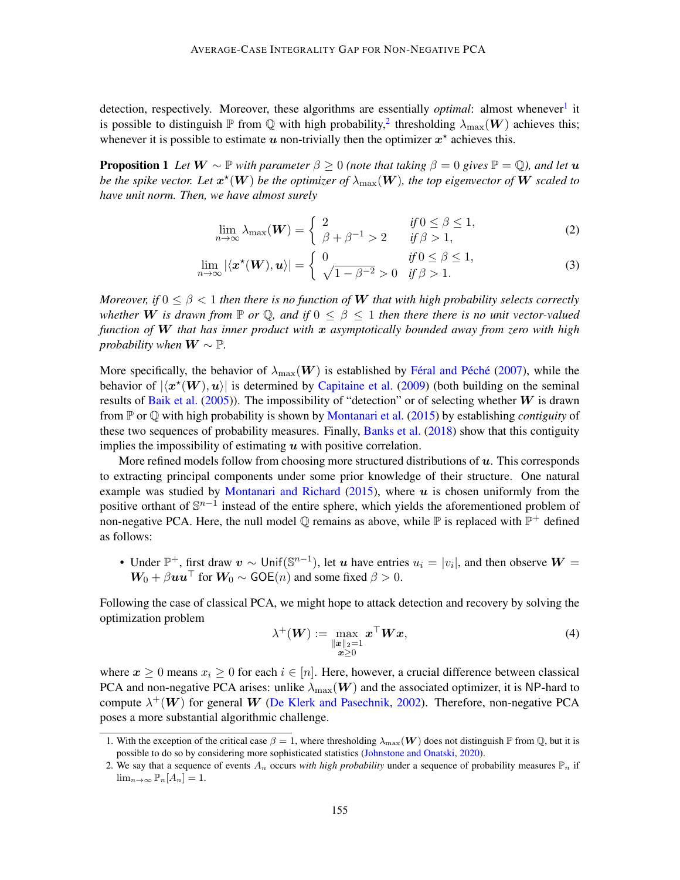detection, respectively. Moreover, these algorithms are essentially *optimal*: almost whenever[1] it is possible to distinguish $\mathbb{P}$ from $\mathbb{Q}$ with high probability,[2] thresholding $\lambda_{\max}(\boldsymbol{W})$ achieves this; whenever it is possible to estimate $\boldsymbol{u}$ non-trivially then the optimizer $\boldsymbol{x}^\star$ achieves this.

**Proposition 1** *Let $\boldsymbol{W} \sim \mathbb{P}$ with parameter $\beta \geq 0$ (note that taking $\beta = 0$ gives $\mathbb{P} = \mathbb{Q}$), and let $\boldsymbol{u}$ be the spike vector. Let $\boldsymbol{x}^\star(\boldsymbol{W})$ be the optimizer of $\lambda_{\max}(\boldsymbol{W})$, the top eigenvector of $\boldsymbol{W}$ scaled to have unit norm. Then, we have almost surely*

$$\lim_{n\to\infty} \lambda_{\max}(\boldsymbol{W}) = \begin{cases} 2 & \text{if } 0 \leq \beta \leq 1, \\ \beta + \beta^{-1} > 2 & \text{if } \beta > 1, \end{cases} \tag{2}$$

$$\lim_{n\to\infty} |\langle \boldsymbol{x}^\star(\boldsymbol{W}), \boldsymbol{u}\rangle| = \begin{cases} 0 & \text{if } 0 \leq \beta \leq 1, \\ \sqrt{1-\beta^{-2}} > 0 & \text{if } \beta > 1. \end{cases} \tag{3}$$

*Moreover, if $0 \leq \beta < 1$ then there is no function of $\boldsymbol{W}$ that with high probability selects correctly whether $\boldsymbol{W}$ is drawn from $\mathbb{P}$ or $\mathbb{Q}$, and if $0 \leq \beta \leq 1$ then there is no unit vector-valued function of $\boldsymbol{W}$ that has inner product with $\boldsymbol{x}$ asymptotically bounded away from zero with high probability when $\boldsymbol{W} \sim \mathbb{P}$.*

More specifically, the behavior of $\lambda_{\max}(\boldsymbol{W})$ is established by Féral and Péché (2007), while the behavior of $|\langle \boldsymbol{x}^\star(\boldsymbol{W}), \boldsymbol{u}\rangle|$ is determined by Capitaine et al. (2009) (both building on the seminal results of Baik et al. (2005)). The impossibility of "detection" or of selecting whether $\boldsymbol{W}$ is drawn from $\mathbb{P}$ or $\mathbb{Q}$ with high probability is shown by Montanari et al. (2015) by establishing *contiguity* of these two sequences of probability measures. Finally, Banks et al. (2018) show that this contiguity implies the impossibility of estimating $\boldsymbol{u}$ with positive correlation.

More refined models follow from choosing more structured distributions of $\boldsymbol{u}$. This corresponds to extracting principal components under some prior knowledge of their structure. One natural example was studied by Montanari and Richard (2015), where $\boldsymbol{u}$ is chosen uniformly from the positive orthant of $\mathbb{S}^{n-1}$ instead of the entire sphere, which yields the aforementioned problem of non-negative PCA. Here, the null model $\mathbb{Q}$ remains as above, while $\mathbb{P}$ is replaced with $\mathbb{P}^+$ defined as follows:

- Under $\mathbb{P}^+$, first draw $\boldsymbol{v} \sim \mathsf{Unif}(\mathbb{S}^{n-1})$, let $\boldsymbol{u}$ have entries $u_i = |v_i|$, and then observe $\boldsymbol{W} = \boldsymbol{W}_0 + \beta \boldsymbol{u}\boldsymbol{u}^\top$ for $\boldsymbol{W}_0 \sim \mathsf{GOE}(n)$ and some fixed $\beta > 0$.

Following the case of classical PCA, we might hope to attack detection and recovery by solving the optimization problem

$$\lambda^+(\boldsymbol{W}) := \max_{\substack{\|\boldsymbol{x}\|_2 = 1 \\ \boldsymbol{x} \geq 0}} \boldsymbol{x}^\top \boldsymbol{W} \boldsymbol{x}, \tag{4}$$

where $\boldsymbol{x} \geq 0$ means $x_i \geq 0$ for each $i \in [n]$. Here, however, a crucial difference between classical PCA and non-negative PCA arises: unlike $\lambda_{\max}(\boldsymbol{W})$ and the associated optimizer, it is $\mathsf{NP}$-hard to compute $\lambda^+(\boldsymbol{W})$ for general $\boldsymbol{W}$ (De Klerk and Pasechnik, 2002). Therefore, non-negative PCA poses a more substantial algorithmic challenge.

1. With the exception of the critical case $\beta = 1$, where thresholding $\lambda_{\max}(\boldsymbol{W})$ does not distinguish $\mathbb{P}$ from $\mathbb{Q}$, but it is possible to do so by considering more sophisticated statistics (Johnstone and Onatski, 2020).
2. We say that a sequence of events $A_n$ occurs *with high probability* under a sequence of probability measures $\mathbb{P}_n$ if $\lim_{n\to\infty} \mathbb{P}_n[A_n] = 1$.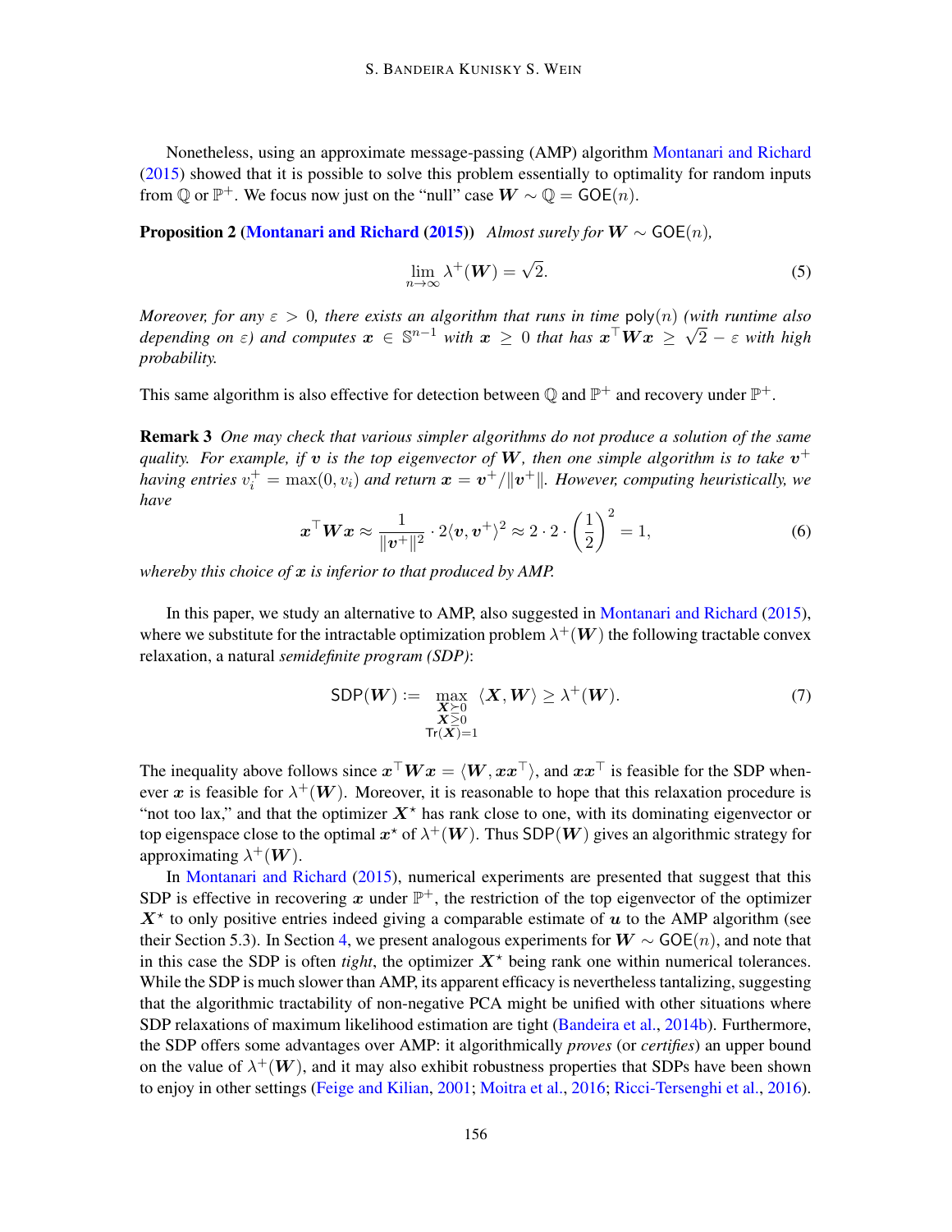Nonetheless, using an approximate message-passing (AMP) algorithm Montanari and Richard (2015) showed that it is possible to solve this problem essentially to optimality for random inputs from $\mathbb{Q}$ or $\mathbb{P}^+$. We focus now just on the "null" case $\boldsymbol{W} \sim \mathbb{Q} = \mathsf{GOE}(n)$.

**Proposition 2 (Montanari and Richard (2015))** *Almost surely for $\boldsymbol{W} \sim \mathsf{GOE}(n)$,*

$$\lim_{n \to \infty} \lambda^+(\boldsymbol{W}) = \sqrt{2}. \tag{5}$$

*Moreover, for any $\varepsilon > 0$, there exists an algorithm that runs in time $\mathsf{poly}(n)$ (with runtime also depending on $\varepsilon$) and computes $\boldsymbol{x} \in \mathbb{S}^{n-1}$ with $\boldsymbol{x} \geq 0$ that has $\boldsymbol{x}^\top \boldsymbol{W} \boldsymbol{x} \geq \sqrt{2} - \varepsilon$ with high probability.*

This same algorithm is also effective for detection between $\mathbb{Q}$ and $\mathbb{P}^+$ and recovery under $\mathbb{P}^+$.

**Remark 3** *One may check that various simpler algorithms do not produce a solution of the same quality. For example, if $\boldsymbol{v}$ is the top eigenvector of $\boldsymbol{W}$, then one simple algorithm is to take $\boldsymbol{v}^+$ having entries $v_i^+ = \max(0, v_i)$ and return $\boldsymbol{x} = \boldsymbol{v}^+ / \|\boldsymbol{v}^+\|$. However, computing heuristically, we have*

$$\boldsymbol{x}^\top \boldsymbol{W} \boldsymbol{x} \approx \frac{1}{\|\boldsymbol{v}^+\|^2} \cdot 2 \langle \boldsymbol{v}, \boldsymbol{v}^+ \rangle^2 \approx 2 \cdot 2 \cdot \left(\frac{1}{2}\right)^2 = 1, \tag{6}$$

*whereby this choice of $\boldsymbol{x}$ is inferior to that produced by AMP.*

In this paper, we study an alternative to AMP, also suggested in Montanari and Richard (2015), where we substitute for the intractable optimization problem $\lambda^+(\boldsymbol{W})$ the following tractable convex relaxation, a natural *semidefinite program (SDP)*:

$$\mathsf{SDP}(\boldsymbol{W}) := \max_{\substack{\boldsymbol{X} \succeq 0 \\ \boldsymbol{X} \geq 0 \\ \mathsf{Tr}(\boldsymbol{X}) = 1}} \langle \boldsymbol{X}, \boldsymbol{W} \rangle \geq \lambda^+(\boldsymbol{W}). \tag{7}$$

The inequality above follows since $\boldsymbol{x}^\top \boldsymbol{W} \boldsymbol{x} = \langle \boldsymbol{W}, \boldsymbol{x}\boldsymbol{x}^\top \rangle$, and $\boldsymbol{x}\boldsymbol{x}^\top$ is feasible for the SDP whenever $\boldsymbol{x}$ is feasible for $\lambda^+(\boldsymbol{W})$. Moreover, it is reasonable to hope that this relaxation procedure is "not too lax," and that the optimizer $\boldsymbol{X}^\star$ has rank close to one, with its dominating eigenvector or top eigenspace close to the optimal $\boldsymbol{x}^\star$ of $\lambda^+(\boldsymbol{W})$. Thus $\mathsf{SDP}(\boldsymbol{W})$ gives an algorithmic strategy for approximating $\lambda^+(\boldsymbol{W})$.

In Montanari and Richard (2015), numerical experiments are presented that suggest that this SDP is effective in recovering $\boldsymbol{x}$ under $\mathbb{P}^+$, the restriction of the top eigenvector of the optimizer $\boldsymbol{X}^\star$ to only positive entries indeed giving a comparable estimate of $\boldsymbol{u}$ to the AMP algorithm (see their Section 5.3). In Section 4, we present analogous experiments for $\boldsymbol{W} \sim \mathsf{GOE}(n)$, and note that in this case the SDP is often *tight*, the optimizer $\boldsymbol{X}^\star$ being rank one within numerical tolerances. While the SDP is much slower than AMP, its apparent efficacy is nevertheless tantalizing, suggesting that the algorithmic tractability of non-negative PCA might be unified with other situations where SDP relaxations of maximum likelihood estimation are tight (Bandeira et al., 2014b). Furthermore, the SDP offers some advantages over AMP: it algorithmically *proves* (or *certifies*) an upper bound on the value of $\lambda^+(\boldsymbol{W})$, and it may also exhibit robustness properties that SDPs have been shown to enjoy in other settings (Feige and Kilian, 2001; Moitra et al., 2016; Ricci-Tersenghi et al., 2016).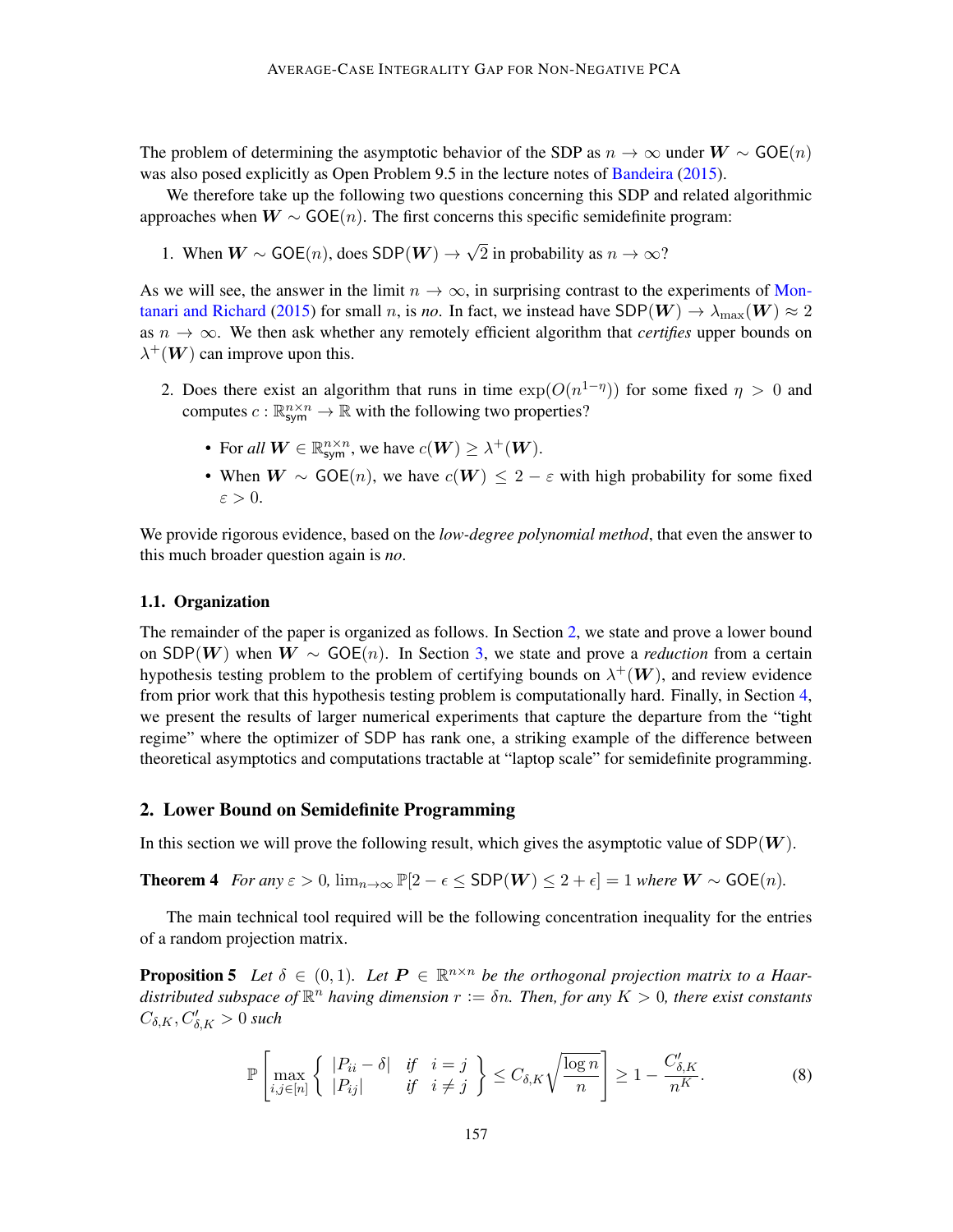The problem of determining the asymptotic behavior of the SDP as $n \to \infty$ under $\boldsymbol{W} \sim \mathsf{GOE}(n)$ was also posed explicitly as Open Problem 9.5 in the lecture notes of Bandeira (2015).

We therefore take up the following two questions concerning this SDP and related algorithmic approaches when $\boldsymbol{W} \sim \mathsf{GOE}(n)$. The first concerns this specific semidefinite program:

1. When $\boldsymbol{W} \sim \mathsf{GOE}(n)$, does $\mathsf{SDP}(\boldsymbol{W}) \to \sqrt{2}$ in probability as $n \to \infty$?

As we will see, the answer in the limit $n \to \infty$, in surprising contrast to the experiments of Montanari and Richard (2015) for small $n$, is *no*. In fact, we instead have $\mathsf{SDP}(\boldsymbol{W}) \to \lambda_{\max}(\boldsymbol{W}) \approx 2$ as $n \to \infty$. We then ask whether any remotely efficient algorithm that *certifies* upper bounds on $\lambda^+(\boldsymbol{W})$ can improve upon this.

2. Does there exist an algorithm that runs in time $\exp(O(n^{1-\eta}))$ for some fixed $\eta > 0$ and computes $c : \mathbb{R}^{n \times n}_{\mathsf{sym}} \to \mathbb{R}$ with the following two properties?
   - For *all* $\boldsymbol{W} \in \mathbb{R}^{n \times n}_{\mathsf{sym}}$, we have $c(\boldsymbol{W}) \geq \lambda^+(\boldsymbol{W})$.
   - When $\boldsymbol{W} \sim \mathsf{GOE}(n)$, we have $c(\boldsymbol{W}) \leq 2 - \varepsilon$ with high probability for some fixed $\varepsilon > 0$.

We provide rigorous evidence, based on the *low-degree polynomial method*, that even the answer to this much broader question again is *no*.

### 1.1. Organization

The remainder of the paper is organized as follows. In Section 2, we state and prove a lower bound on $\mathsf{SDP}(\boldsymbol{W})$ when $\boldsymbol{W} \sim \mathsf{GOE}(n)$. In Section 3, we state and prove a *reduction* from a certain hypothesis testing problem to the problem of certifying bounds on $\lambda^+(\boldsymbol{W})$, and review evidence from prior work that this hypothesis testing problem is computationally hard. Finally, in Section 4, we present the results of larger numerical experiments that capture the departure from the "tight regime" where the optimizer of SDP has rank one, a striking example of the difference between theoretical asymptotics and computations tractable at "laptop scale" for semidefinite programming.

## 2. Lower Bound on Semidefinite Programming

In this section we will prove the following result, which gives the asymptotic value of $\mathsf{SDP}(\boldsymbol{W})$.

**Theorem 4** *For any $\varepsilon > 0$, $\lim_{n\to\infty} \mathbb{P}[2 - \epsilon \leq \mathsf{SDP}(\boldsymbol{W}) \leq 2 + \epsilon] = 1$ where $\boldsymbol{W} \sim \mathsf{GOE}(n)$.*

The main technical tool required will be the following concentration inequality for the entries of a random projection matrix.

**Proposition 5** *Let $\delta \in (0, 1)$. Let $\boldsymbol{P} \in \mathbb{R}^{n\times n}$ be the orthogonal projection matrix to a Haar-distributed subspace of $\mathbb{R}^n$ having dimension $r := \delta n$. Then, for any $K > 0$, there exist constants $C_{\delta,K}, C'_{\delta,K} > 0$ such*

$$\mathbb{P}\left[\max_{i,j\in[n]} \left\{ \begin{array}{ll} |P_{ii} - \delta| & \text{if} \quad i = j \\ |P_{ij}| & \text{if} \quad i \neq j \end{array} \right\} \leq C_{\delta,K}\sqrt{\frac{\log n}{n}}\right] \geq 1 - \frac{C'_{\delta,K}}{n^K}. \tag{8}$$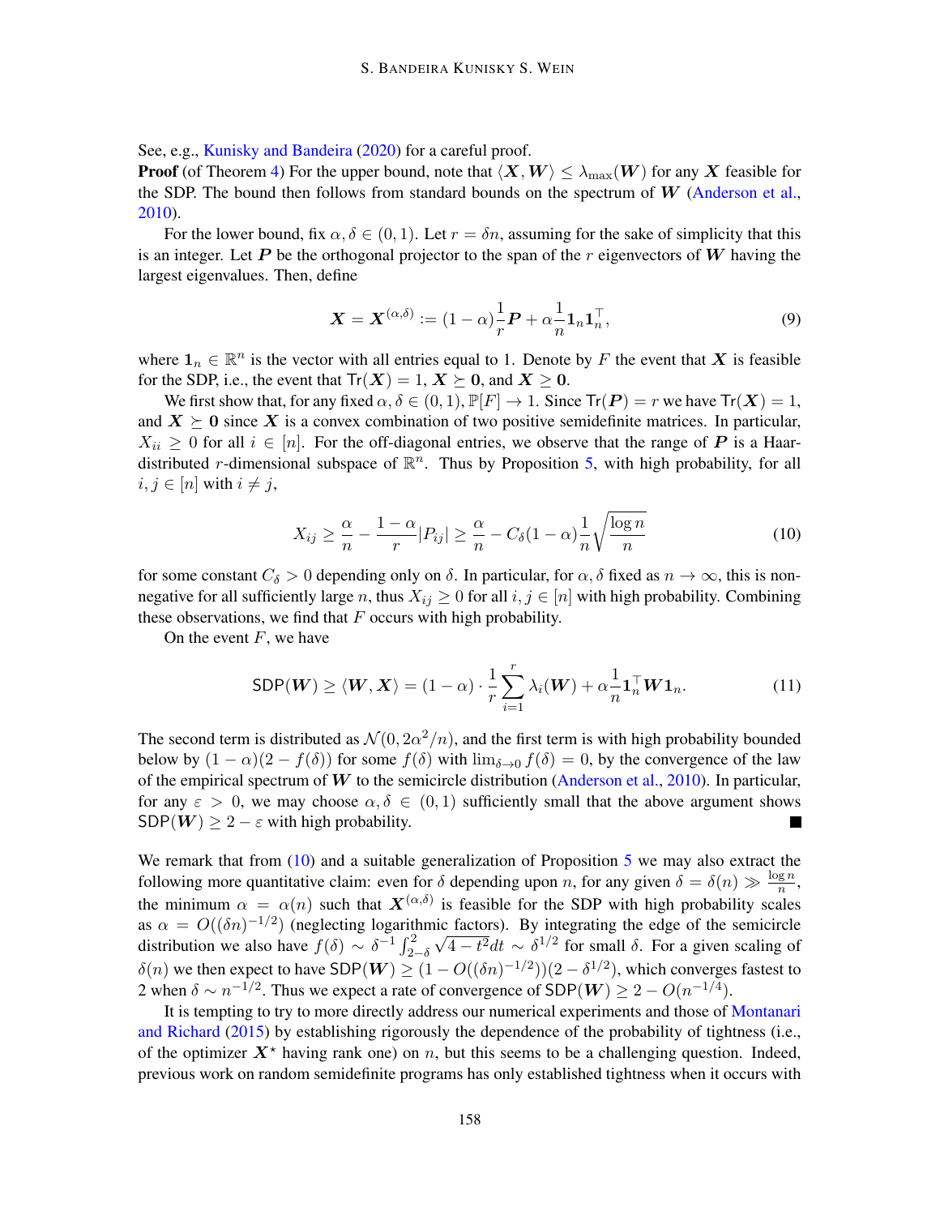See, e.g., Kunisky and Bandeira (2020) for a careful proof.

**Proof** (of Theorem 4) For the upper bound, note that $\langle \boldsymbol{X}, \boldsymbol{W} \rangle \leq \lambda_{\max}(\boldsymbol{W})$ for any $\boldsymbol{X}$ feasible for the SDP. The bound then follows from standard bounds on the spectrum of $\boldsymbol{W}$ (Anderson et al., 2010).

For the lower bound, fix $\alpha, \delta \in (0, 1)$. Let $r = \delta n$, assuming for the sake of simplicity that this is an integer. Let $\boldsymbol{P}$ be the orthogonal projector to the span of the $r$ eigenvectors of $\boldsymbol{W}$ having the largest eigenvalues. Then, define

$$\boldsymbol{X} = \boldsymbol{X}^{(\alpha,\delta)} := (1 - \alpha)\frac{1}{r}\boldsymbol{P} + \alpha\frac{1}{n}\mathbf{1}_n\mathbf{1}_n^\top, \tag{9}$$

where $\mathbf{1}_n \in \mathbb{R}^n$ is the vector with all entries equal to 1. Denote by $F$ the event that $\boldsymbol{X}$ is feasible for the SDP, i.e., the event that $\mathsf{Tr}(\boldsymbol{X}) = 1$, $\boldsymbol{X} \succeq \mathbf{0}$, and $\boldsymbol{X} \geq \mathbf{0}$.

We first show that, for any fixed $\alpha, \delta \in (0, 1)$, $\mathbb{P}[F] \to 1$. Since $\mathsf{Tr}(\boldsymbol{P}) = r$ we have $\mathsf{Tr}(\boldsymbol{X}) = 1$, and $\boldsymbol{X} \succeq \mathbf{0}$ since $\boldsymbol{X}$ is a convex combination of two positive semidefinite matrices. In particular, $X_{ii} \geq 0$ for all $i \in [n]$. For the off-diagonal entries, we observe that the range of $\boldsymbol{P}$ is a Haar-distributed $r$-dimensional subspace of $\mathbb{R}^n$. Thus by Proposition 5, with high probability, for all $i, j \in [n]$ with $i \neq j$,

$$X_{ij} \geq \frac{\alpha}{n} - \frac{1-\alpha}{r}|P_{ij}| \geq \frac{\alpha}{n} - C_\delta(1-\alpha)\frac{1}{n}\sqrt{\frac{\log n}{n}} \tag{10}$$

for some constant $C_\delta > 0$ depending only on $\delta$. In particular, for $\alpha, \delta$ fixed as $n \to \infty$, this is non-negative for all sufficiently large $n$, thus $X_{ij} \geq 0$ for all $i, j \in [n]$ with high probability. Combining these observations, we find that $F$ occurs with high probability.

On the event $F$, we have

$$\mathsf{SDP}(\boldsymbol{W}) \geq \langle \boldsymbol{W}, \boldsymbol{X} \rangle = (1 - \alpha) \cdot \frac{1}{r}\sum_{i=1}^{r} \lambda_i(\boldsymbol{W}) + \alpha\frac{1}{n}\mathbf{1}_n^\top \boldsymbol{W} \mathbf{1}_n. \tag{11}$$

The second term is distributed as $\mathcal{N}(0, 2\alpha^2/n)$, and the first term is with high probability bounded below by $(1 - \alpha)(2 - f(\delta))$ for some $f(\delta)$ with $\lim_{\delta \to 0} f(\delta) = 0$, by the convergence of the law of the empirical spectrum of $\boldsymbol{W}$ to the semicircle distribution (Anderson et al., 2010). In particular, for any $\varepsilon > 0$, we may choose $\alpha, \delta \in (0, 1)$ sufficiently small that the above argument shows $\mathsf{SDP}(\boldsymbol{W}) \geq 2 - \varepsilon$ with high probability. ■

We remark that from (10) and a suitable generalization of Proposition 5 we may also extract the following more quantitative claim: even for $\delta$ depending upon $n$, for any given $\delta = \delta(n) \gg \frac{\log n}{n}$, the minimum $\alpha = \alpha(n)$ such that $\boldsymbol{X}^{(\alpha,\delta)}$ is feasible for the SDP with high probability scales as $\alpha = O((\delta n)^{-1/2})$ (neglecting logarithmic factors). By integrating the edge of the semicircle distribution we also have $f(\delta) \sim \delta^{-1}\int_{2-\delta}^{2} \sqrt{4 - t^2}dt \sim \delta^{1/2}$ for small $\delta$. For a given scaling of $\delta(n)$ we then expect to have $\mathsf{SDP}(\boldsymbol{W}) \geq (1 - O((\delta n)^{-1/2}))(2 - \delta^{1/2})$, which converges fastest to 2 when $\delta \sim n^{-1/2}$. Thus we expect a rate of convergence of $\mathsf{SDP}(\boldsymbol{W}) \geq 2 - O(n^{-1/4})$.

It is tempting to try to more directly address our numerical experiments and those of Montanari and Richard (2015) by establishing rigorously the dependence of the probability of tightness (i.e., of the optimizer $\boldsymbol{X}^\star$ having rank one) on $n$, but this seems to be a challenging question. Indeed, previous work on random semidefinite programs has only established tightness when it occurs with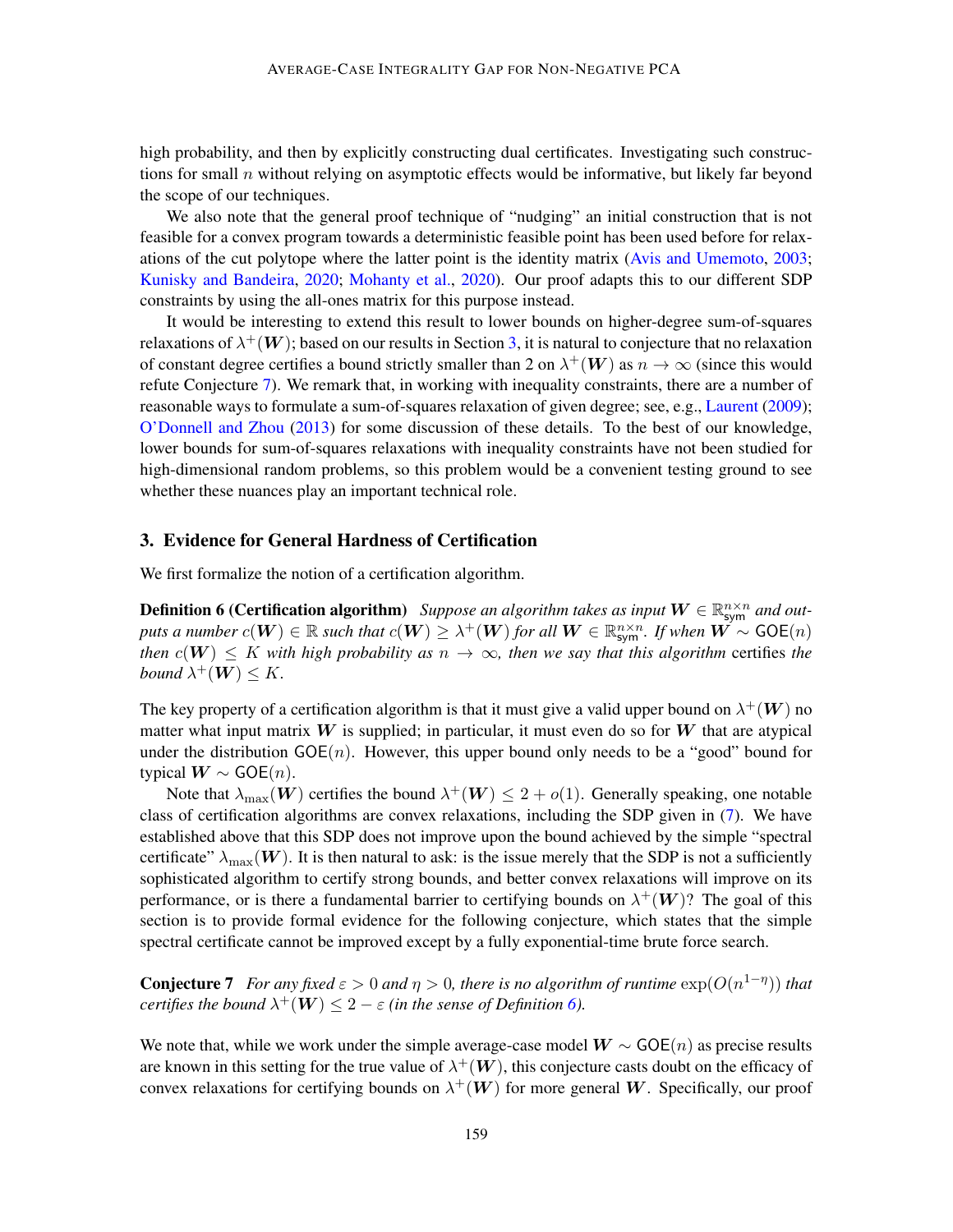high probability, and then by explicitly constructing dual certificates. Investigating such constructions for small $n$ without relying on asymptotic effects would be informative, but likely far beyond the scope of our techniques.

We also note that the general proof technique of "nudging" an initial construction that is not feasible for a convex program towards a deterministic feasible point has been used before for relaxations of the cut polytope where the latter point is the identity matrix (Avis and Umemoto, 2003; Kunisky and Bandeira, 2020; Mohanty et al., 2020). Our proof adapts this to our different SDP constraints by using the all-ones matrix for this purpose instead.

It would be interesting to extend this result to lower bounds on higher-degree sum-of-squares relaxations of $\lambda^+(\boldsymbol{W})$; based on our results in Section 3, it is natural to conjecture that no relaxation of constant degree certifies a bound strictly smaller than 2 on $\lambda^+(\boldsymbol{W})$ as $n \to \infty$ (since this would refute Conjecture 7). We remark that, in working with inequality constraints, there are a number of reasonable ways to formulate a sum-of-squares relaxation of given degree; see, e.g., Laurent (2009); O'Donnell and Zhou (2013) for some discussion of these details. To the best of our knowledge, lower bounds for sum-of-squares relaxations with inequality constraints have not been studied for high-dimensional random problems, so this problem would be a convenient testing ground to see whether these nuances play an important technical role.

## 3. Evidence for General Hardness of Certification

We first formalize the notion of a certification algorithm.

**Definition 6 (Certification algorithm)** *Suppose an algorithm takes as input $\boldsymbol{W} \in \mathbb{R}^{n \times n}_{\mathsf{sym}}$ and outputs a number $c(\boldsymbol{W}) \in \mathbb{R}$ such that $c(\boldsymbol{W}) \geq \lambda^+(\boldsymbol{W})$ for all $\boldsymbol{W} \in \mathbb{R}^{n \times n}_{\mathsf{sym}}$. If when $\boldsymbol{W} \sim \mathsf{GOE}(n)$ then $c(\boldsymbol{W}) \leq K$ with high probability as $n \to \infty$, then we say that this algorithm* certifies *the bound $\lambda^+(\boldsymbol{W}) \leq K$.*

The key property of a certification algorithm is that it must give a valid upper bound on $\lambda^+(\boldsymbol{W})$ no matter what input matrix $\boldsymbol{W}$ is supplied; in particular, it must even do so for $\boldsymbol{W}$ that are atypical under the distribution $\mathsf{GOE}(n)$. However, this upper bound only needs to be a "good" bound for typical $\boldsymbol{W} \sim \mathsf{GOE}(n)$.

Note that $\lambda_{\max}(\boldsymbol{W})$ certifies the bound $\lambda^+(\boldsymbol{W}) \leq 2 + o(1)$. Generally speaking, one notable class of certification algorithms are convex relaxations, including the SDP given in (7). We have established above that this SDP does not improve upon the bound achieved by the simple "spectral certificate" $\lambda_{\max}(\boldsymbol{W})$. It is then natural to ask: is the issue merely that the SDP is not a sufficiently sophisticated algorithm to certify strong bounds, and better convex relaxations will improve on its performance, or is there a fundamental barrier to certifying bounds on $\lambda^+(\boldsymbol{W})$? The goal of this section is to provide formal evidence for the following conjecture, which states that the simple spectral certificate cannot be improved except by a fully exponential-time brute force search.

**Conjecture 7** *For any fixed $\varepsilon > 0$ and $\eta > 0$, there is no algorithm of runtime $\exp(O(n^{1-\eta}))$ that certifies the bound $\lambda^+(\boldsymbol{W}) \leq 2 - \varepsilon$ (in the sense of Definition 6).*

We note that, while we work under the simple average-case model $\boldsymbol{W} \sim \mathsf{GOE}(n)$ as precise results are known in this setting for the true value of $\lambda^+(\boldsymbol{W})$, this conjecture casts doubt on the efficacy of convex relaxations for certifying bounds on $\lambda^+(\boldsymbol{W})$ for more general $\boldsymbol{W}$. Specifically, our proof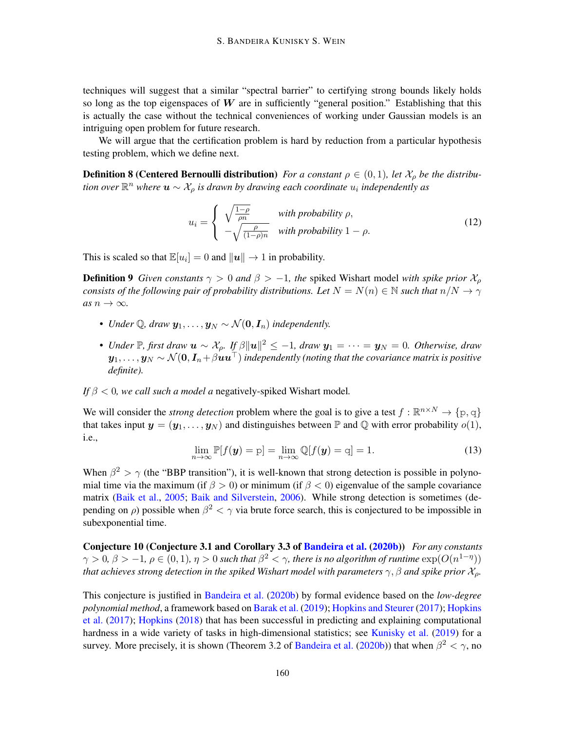techniques will suggest that a similar "spectral barrier" to certifying strong bounds likely holds so long as the top eigenspaces of $\boldsymbol{W}$ are in sufficiently "general position." Establishing that this is actually the case without the technical conveniences of working under Gaussian models is an intriguing open problem for future research.

We will argue that the certification problem is hard by reduction from a particular hypothesis testing problem, which we define next.

**Definition 8 (Centered Bernoulli distribution)** *For a constant $\rho \in (0, 1)$, let $\mathcal{X}_\rho$ be the distribution over $\mathbb{R}^n$ where $\boldsymbol{u} \sim \mathcal{X}_\rho$ is drawn by drawing each coordinate $u_i$ independently as*

$$u_i = \begin{cases} \sqrt{\frac{1-\rho}{\rho n}} & \text{with probability } \rho, \\ -\sqrt{\frac{\rho}{(1-\rho)n}} & \text{with probability } 1-\rho. \end{cases} \tag{12}$$

This is scaled so that $\mathbb{E}[u_i] = 0$ and $\|\boldsymbol{u}\| \to 1$ in probability.

**Definition 9** *Given constants $\gamma > 0$ and $\beta > -1$, the* spiked Wishart model *with spike prior $\mathcal{X}_\rho$ consists of the following pair of probability distributions. Let $N = N(n) \in \mathbb{N}$ such that $n/N \to \gamma$ as $n \to \infty$.*

- *Under $\mathbb{Q}$, draw $\boldsymbol{y}_1, \dots, \boldsymbol{y}_N \sim \mathcal{N}(\boldsymbol{0}, \boldsymbol{I}_n)$ independently.*
- *Under $\mathbb{P}$, first draw $\boldsymbol{u} \sim \mathcal{X}_\rho$. If $\beta\|\boldsymbol{u}\|^2 \leq -1$, draw $\boldsymbol{y}_1 = \cdots = \boldsymbol{y}_N = 0$. Otherwise, draw $\boldsymbol{y}_1, \dots, \boldsymbol{y}_N \sim \mathcal{N}(\boldsymbol{0}, \boldsymbol{I}_n + \beta \boldsymbol{u}\boldsymbol{u}^\top)$ independently (noting that the covariance matrix is positive definite).*

*If $\beta < 0$, we call such a model a* negatively-spiked Wishart model*.*

We will consider the *strong detection* problem where the goal is to give a test $f : \mathbb{R}^{n \times N} \to \{\mathrm{p}, \mathrm{q}\}$ that takes input $\boldsymbol{y} = (\boldsymbol{y}_1, \dots, \boldsymbol{y}_N)$ and distinguishes between $\mathbb{P}$ and $\mathbb{Q}$ with error probability $o(1)$, i.e.,

$$\lim_{n\to\infty} \mathbb{P}[f(\boldsymbol{y}) = \mathrm{p}] = \lim_{n\to\infty} \mathbb{Q}[f(\boldsymbol{y}) = \mathrm{q}] = 1. \tag{13}$$

When $\beta^2 > \gamma$ (the "BBP transition"), it is well-known that strong detection is possible in polynomial time via the maximum (if $\beta > 0$) or minimum (if $\beta < 0$) eigenvalue of the sample covariance matrix (Baik et al., 2005; Baik and Silverstein, 2006). While strong detection is sometimes (depending on $\rho$) possible when $\beta^2 < \gamma$ via brute force search, this is conjectured to be impossible in subexponential time.

**Conjecture 10 (Conjecture 3.1 and Corollary 3.3 of Bandeira et al. (2020b))** *For any constants $\gamma > 0$, $\beta > -1$, $\rho \in (0, 1)$, $\eta > 0$ such that $\beta^2 < \gamma$, there is no algorithm of runtime $\exp(O(n^{1-\eta}))$ that achieves strong detection in the spiked Wishart model with parameters $\gamma, \beta$ and spike prior $\mathcal{X}_\rho$.*

This conjecture is justified in Bandeira et al. (2020b) by formal evidence based on the *low-degree polynomial method*, a framework based on Barak et al. (2019); Hopkins and Steurer (2017); Hopkins et al. (2017); Hopkins (2018) that has been successful in predicting and explaining computational hardness in a wide variety of tasks in high-dimensional statistics; see Kunisky et al. (2019) for a survey. More precisely, it is shown (Theorem 3.2 of Bandeira et al. (2020b)) that when $\beta^2 < \gamma$, no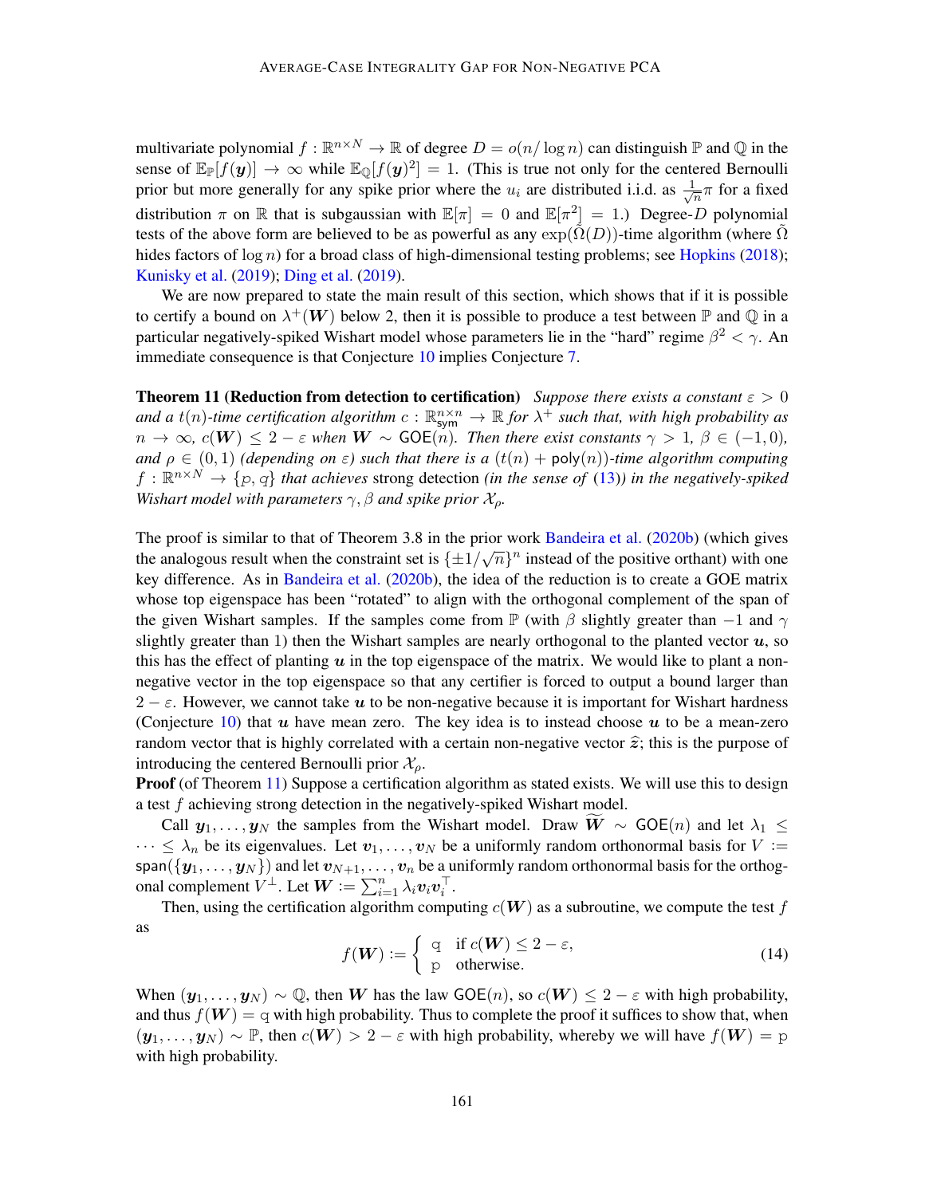multivariate polynomial $f : \mathbb{R}^{n \times N} \to \mathbb{R}$ of degree $D = o(n/\log n)$ can distinguish $\mathbb{P}$ and $\mathbb{Q}$ in the sense of $\mathbb{E}_{\mathbb{P}}[f(\boldsymbol{y})] \to \infty$ while $\mathbb{E}_{\mathbb{Q}}[f(\boldsymbol{y})^2] = 1$. (This is true not only for the centered Bernoulli prior but more generally for any spike prior where the $u_i$ are distributed i.i.d. as $\frac{1}{\sqrt{n}}\pi$ for a fixed distribution $\pi$ on $\mathbb{R}$ that is subgaussian with $\mathbb{E}[\pi] = 0$ and $\mathbb{E}[\pi^2] = 1$.) Degree-$D$ polynomial tests of the above form are believed to be as powerful as any $\exp(\tilde{\Omega}(D))$-time algorithm (where $\tilde{\Omega}$ hides factors of $\log n$) for a broad class of high-dimensional testing problems; see Hopkins (2018); Kunisky et al. (2019); Ding et al. (2019).

We are now prepared to state the main result of this section, which shows that if it is possible to certify a bound on $\lambda^+(\boldsymbol{W})$ below 2, then it is possible to produce a test between $\mathbb{P}$ and $\mathbb{Q}$ in a particular negatively-spiked Wishart model whose parameters lie in the "hard" regime $\beta^2 < \gamma$. An immediate consequence is that Conjecture 10 implies Conjecture 7.

**Theorem 11 (Reduction from detection to certification)** *Suppose there exists a constant $\varepsilon > 0$ and a $t(n)$-time certification algorithm $c : \mathbb{R}^{n\times n}_{\mathsf{sym}} \to \mathbb{R}$ for $\lambda^+$ such that, with high probability as $n \to \infty$, $c(\boldsymbol{W}) \leq 2 - \varepsilon$ when $\boldsymbol{W} \sim \mathsf{GOE}(n)$. Then there exist constants $\gamma > 1$, $\beta \in (-1, 0)$, and $\rho \in (0, 1)$ (depending on $\varepsilon$) such that there is a $(t(n) + \mathsf{poly}(n))$-time algorithm computing $f : \mathbb{R}^{n\times N} \to \{p, q\}$ that achieves* strong detection *(in the sense of (13)) in the negatively-spiked Wishart model with parameters $\gamma, \beta$ and spike prior $\mathcal{X}_\rho$.*

The proof is similar to that of Theorem 3.8 in the prior work Bandeira et al. (2020b) (which gives the analogous result when the constraint set is $\{\pm 1/\sqrt{n}\}^n$ instead of the positive orthant) with one key difference. As in Bandeira et al. (2020b), the idea of the reduction is to create a GOE matrix whose top eigenspace has been "rotated" to align with the orthogonal complement of the span of the given Wishart samples. If the samples come from $\mathbb{P}$ (with $\beta$ slightly greater than $-1$ and $\gamma$ slightly greater than 1) then the Wishart samples are nearly orthogonal to the planted vector $\boldsymbol{u}$, so this has the effect of planting $\boldsymbol{u}$ in the top eigenspace of the matrix. We would like to plant a non-negative vector in the top eigenspace so that any certifier is forced to output a bound larger than $2 - \varepsilon$. However, we cannot take $\boldsymbol{u}$ to be non-negative because it is important for Wishart hardness (Conjecture 10) that $\boldsymbol{u}$ have mean zero. The key idea is to instead choose $\boldsymbol{u}$ to be a mean-zero random vector that is highly correlated with a certain non-negative vector $\widehat{\boldsymbol{z}}$; this is the purpose of introducing the centered Bernoulli prior $\mathcal{X}_\rho$.

**Proof** (of Theorem 11) Suppose a certification algorithm as stated exists. We will use this to design a test $f$ achieving strong detection in the negatively-spiked Wishart model.

Call $\boldsymbol{y}_1, \ldots, \boldsymbol{y}_N$ the samples from the Wishart model. Draw $\widetilde{\boldsymbol{W}} \sim \mathsf{GOE}(n)$ and let $\lambda_1 \leq \cdots \leq \lambda_n$ be its eigenvalues. Let $\boldsymbol{v}_1, \ldots, \boldsymbol{v}_N$ be a uniformly random orthonormal basis for $V := \mathsf{span}(\{\boldsymbol{y}_1, \ldots, \boldsymbol{y}_N\})$ and let $\boldsymbol{v}_{N+1}, \ldots, \boldsymbol{v}_n$ be a uniformly random orthonormal basis for the orthogonal complement $V^\perp$. Let $\boldsymbol{W} := \sum_{i=1}^n \lambda_i \boldsymbol{v}_i \boldsymbol{v}_i^\top$.

Then, using the certification algorithm computing $c(\boldsymbol{W})$ as a subroutine, we compute the test $f$ as

$$f(\boldsymbol{W}) := \begin{cases} \mathtt{q} & \text{if } c(\boldsymbol{W}) \leq 2 - \varepsilon, \\ \mathtt{p} & \text{otherwise.} \end{cases} \tag{14}$$

When $(\boldsymbol{y}_1, \ldots, \boldsymbol{y}_N) \sim \mathbb{Q}$, then $\boldsymbol{W}$ has the law $\mathsf{GOE}(n)$, so $c(\boldsymbol{W}) \leq 2 - \varepsilon$ with high probability, and thus $f(\boldsymbol{W}) = \mathtt{q}$ with high probability. Thus to complete the proof it suffices to show that, when $(\boldsymbol{y}_1, \ldots, \boldsymbol{y}_N) \sim \mathbb{P}$, then $c(\boldsymbol{W}) > 2 - \varepsilon$ with high probability, whereby we will have $f(\boldsymbol{W}) = \mathtt{p}$ with high probability.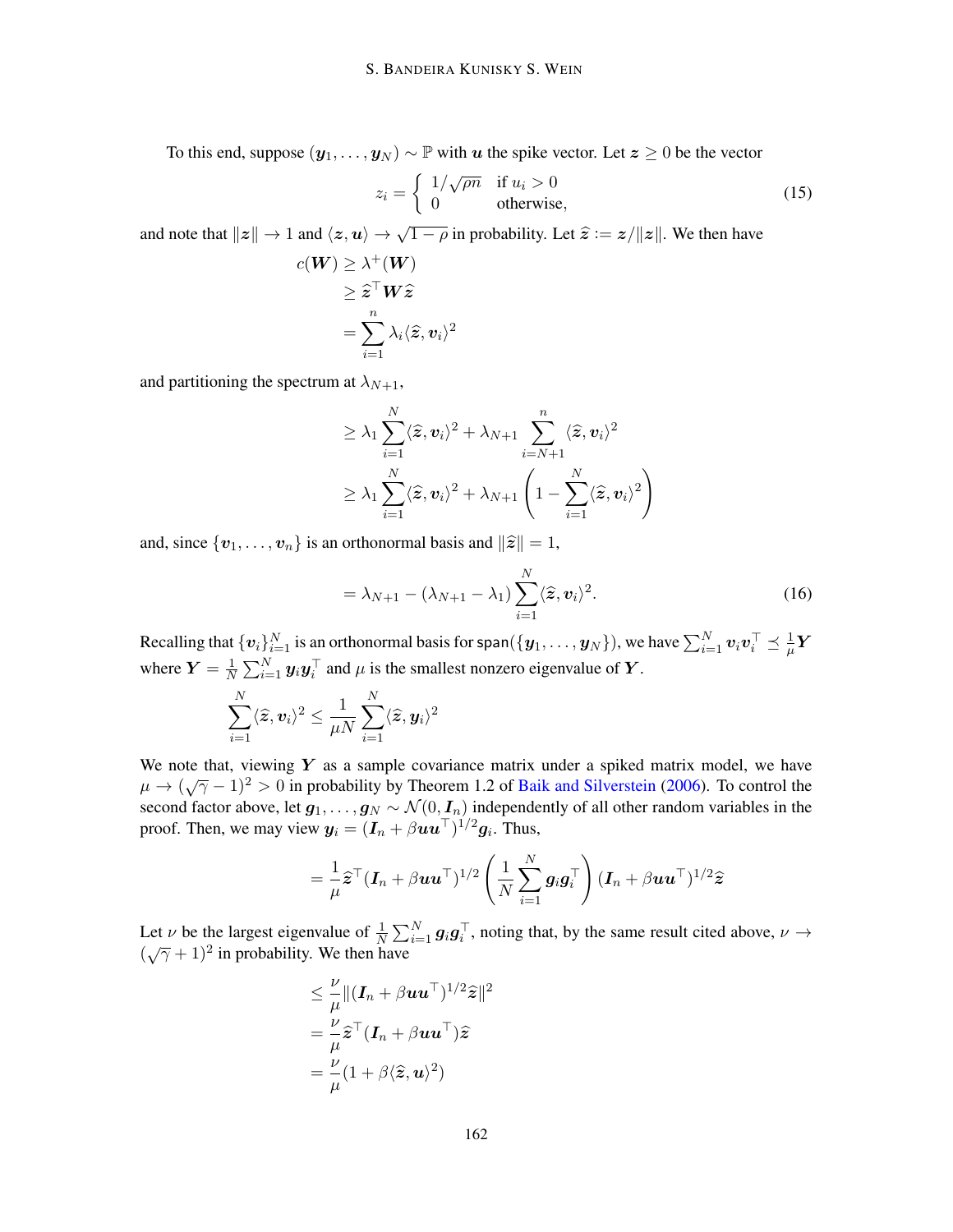To this end, suppose $(\boldsymbol{y}_1, \ldots, \boldsymbol{y}_N) \sim \mathbb{P}$ with $\boldsymbol{u}$ the spike vector. Let $\boldsymbol{z} \geq 0$ be the vector

$$z_i = \begin{cases} 1/\sqrt{\rho n} & \text{if } u_i > 0 \\ 0 & \text{otherwise,} \end{cases} \tag{15}$$

and note that $\|\boldsymbol{z}\| \to 1$ and $\langle \boldsymbol{z}, \boldsymbol{u} \rangle \to \sqrt{1-\rho}$ in probability. Let $\widehat{\boldsymbol{z}} := \boldsymbol{z}/\|\boldsymbol{z}\|$. We then have

$$\begin{aligned}
c(\boldsymbol{W}) &\geq \lambda^+(\boldsymbol{W}) \\
&\geq \widehat{\boldsymbol{z}}^\top \boldsymbol{W} \widehat{\boldsymbol{z}} \\
&= \sum_{i=1}^n \lambda_i \langle \widehat{\boldsymbol{z}}, \boldsymbol{v}_i \rangle^2
\end{aligned}$$

and partitioning the spectrum at $\lambda_{N+1}$,

$$\begin{aligned}
&\geq \lambda_1 \sum_{i=1}^N \langle \widehat{\boldsymbol{z}}, \boldsymbol{v}_i \rangle^2 + \lambda_{N+1} \sum_{i=N+1}^n \langle \widehat{\boldsymbol{z}}, \boldsymbol{v}_i \rangle^2 \\
&\geq \lambda_1 \sum_{i=1}^N \langle \widehat{\boldsymbol{z}}, \boldsymbol{v}_i \rangle^2 + \lambda_{N+1} \left( 1 - \sum_{i=1}^N \langle \widehat{\boldsymbol{z}}, \boldsymbol{v}_i \rangle^2 \right)
\end{aligned}$$

and, since $\{\boldsymbol{v}_1, \ldots, \boldsymbol{v}_n\}$ is an orthonormal basis and $\|\widehat{\boldsymbol{z}}\| = 1$,

$$= \lambda_{N+1} - (\lambda_{N+1} - \lambda_1) \sum_{i=1}^N \langle \widehat{\boldsymbol{z}}, \boldsymbol{v}_i \rangle^2. \tag{16}$$

Recalling that $\{\boldsymbol{v}_i\}_{i=1}^N$ is an orthonormal basis for $\mathsf{span}(\{\boldsymbol{y}_1, \ldots, \boldsymbol{y}_N\})$, we have $\sum_{i=1}^N \boldsymbol{v}_i \boldsymbol{v}_i^\top \preceq \frac{1}{\mu} \boldsymbol{Y}$ where $\boldsymbol{Y} = \frac{1}{N} \sum_{i=1}^N \boldsymbol{y}_i \boldsymbol{y}_i^\top$ and $\mu$ is the smallest nonzero eigenvalue of $\boldsymbol{Y}$.

$$\sum_{i=1}^N \langle \widehat{\boldsymbol{z}}, \boldsymbol{v}_i \rangle^2 \leq \frac{1}{\mu N} \sum_{i=1}^N \langle \widehat{\boldsymbol{z}}, \boldsymbol{y}_i \rangle^2$$

We note that, viewing $\boldsymbol{Y}$ as a sample covariance matrix under a spiked matrix model, we have $\mu \to (\sqrt{\gamma} - 1)^2 > 0$ in probability by Theorem 1.2 of Baik and Silverstein (2006). To control the second factor above, let $\boldsymbol{g}_1, \ldots, \boldsymbol{g}_N \sim \mathcal{N}(0, \boldsymbol{I}_n)$ independently of all other random variables in the proof. Then, we may view $\boldsymbol{y}_i = (\boldsymbol{I}_n + \beta \boldsymbol{u}\boldsymbol{u}^\top)^{1/2} \boldsymbol{g}_i$. Thus,

$$= \frac{1}{\mu} \widehat{\boldsymbol{z}}^\top (\boldsymbol{I}_n + \beta \boldsymbol{u}\boldsymbol{u}^\top)^{1/2} \left( \frac{1}{N} \sum_{i=1}^N \boldsymbol{g}_i \boldsymbol{g}_i^\top \right) (\boldsymbol{I}_n + \beta \boldsymbol{u}\boldsymbol{u}^\top)^{1/2} \widehat{\boldsymbol{z}}$$

Let $\nu$ be the largest eigenvalue of $\frac{1}{N} \sum_{i=1}^N \boldsymbol{g}_i \boldsymbol{g}_i^\top$, noting that, by the same result cited above, $\nu \to (\sqrt{\gamma} + 1)^2$ in probability. We then have

$$\begin{aligned}
&\leq \frac{\nu}{\mu} \|(\boldsymbol{I}_n + \beta \boldsymbol{u}\boldsymbol{u}^\top)^{1/2} \widehat{\boldsymbol{z}}\|^2 \\
&= \frac{\nu}{\mu} \widehat{\boldsymbol{z}}^\top (\boldsymbol{I}_n + \beta \boldsymbol{u}\boldsymbol{u}^\top) \widehat{\boldsymbol{z}} \\
&= \frac{\nu}{\mu} (1 + \beta \langle \widehat{\boldsymbol{z}}, \boldsymbol{u} \rangle^2)
\end{aligned}$$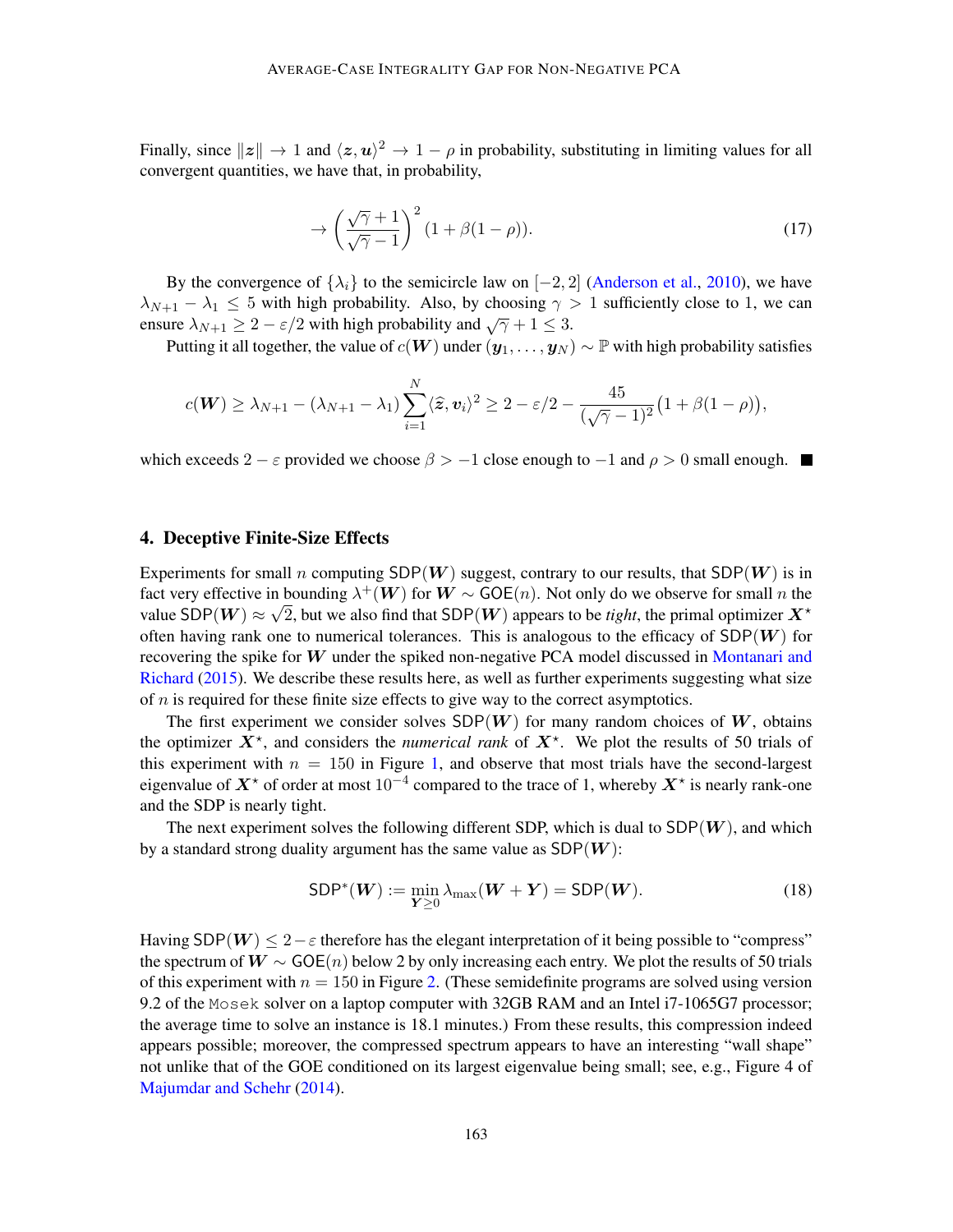Finally, since $\|\boldsymbol{z}\| \to 1$ and $\langle \boldsymbol{z}, \boldsymbol{u}\rangle^2 \to 1 - \rho$ in probability, substituting in limiting values for all convergent quantities, we have that, in probability,

$$\to \left(\frac{\sqrt{\gamma}+1}{\sqrt{\gamma}-1}\right)^2 (1 + \beta(1-\rho)). \tag{17}$$

By the convergence of $\{\lambda_i\}$ to the semicircle law on $[-2, 2]$ (Anderson et al., 2010), we have $\lambda_{N+1} - \lambda_1 \leq 5$ with high probability. Also, by choosing $\gamma > 1$ sufficiently close to 1, we can ensure $\lambda_{N+1} \geq 2 - \varepsilon/2$ with high probability and $\sqrt{\gamma} + 1 \leq 3$.

Putting it all together, the value of $c(\boldsymbol{W})$ under $(\boldsymbol{y}_1, \dots, \boldsymbol{y}_N) \sim \mathbb{P}$ with high probability satisfies

$$c(\boldsymbol{W}) \geq \lambda_{N+1} - (\lambda_{N+1} - \lambda_1)\sum_{i=1}^{N} \langle \widehat{\boldsymbol{z}}, \boldsymbol{v}_i\rangle^2 \geq 2 - \varepsilon/2 - \frac{45}{(\sqrt{\gamma}-1)^2}\big(1 + \beta(1-\rho)\big),$$

which exceeds $2 - \varepsilon$ provided we choose $\beta > -1$ close enough to $-1$ and $\rho > 0$ small enough. ■

## 4. Deceptive Finite-Size Effects

Experiments for small $n$ computing $\mathsf{SDP}(\boldsymbol{W})$ suggest, contrary to our results, that $\mathsf{SDP}(\boldsymbol{W})$ is in fact very effective in bounding $\lambda^+(\boldsymbol{W})$ for $\boldsymbol{W} \sim \mathsf{GOE}(n)$. Not only do we observe for small $n$ the value $\mathsf{SDP}(\boldsymbol{W}) \approx \sqrt{2}$, but we also find that $\mathsf{SDP}(\boldsymbol{W})$ appears to be *tight*, the primal optimizer $\boldsymbol{X}^\star$ often having rank one to numerical tolerances. This is analogous to the efficacy of $\mathsf{SDP}(\boldsymbol{W})$ for recovering the spike for $\boldsymbol{W}$ under the spiked non-negative PCA model discussed in Montanari and Richard (2015). We describe these results here, as well as further experiments suggesting what size of $n$ is required for these finite size effects to give way to the correct asymptotics.

The first experiment we consider solves $\mathsf{SDP}(\boldsymbol{W})$ for many random choices of $\boldsymbol{W}$, obtains the optimizer $\boldsymbol{X}^\star$, and considers the *numerical rank* of $\boldsymbol{X}^\star$. We plot the results of 50 trials of this experiment with $n = 150$ in Figure 1, and observe that most trials have the second-largest eigenvalue of $\boldsymbol{X}^\star$ of order at most $10^{-4}$ compared to the trace of 1, whereby $\boldsymbol{X}^\star$ is nearly rank-one and the SDP is nearly tight.

The next experiment solves the following different SDP, which is dual to $\mathsf{SDP}(\boldsymbol{W})$, and which by a standard strong duality argument has the same value as $\mathsf{SDP}(\boldsymbol{W})$:

$$\mathsf{SDP}^*(\boldsymbol{W}) := \min_{\boldsymbol{Y} \geq 0} \lambda_{\max}(\boldsymbol{W} + \boldsymbol{Y}) = \mathsf{SDP}(\boldsymbol{W}). \tag{18}$$

Having $\mathsf{SDP}(\boldsymbol{W}) \leq 2 - \varepsilon$ therefore has the elegant interpretation of it being possible to "compress" the spectrum of $\boldsymbol{W} \sim \mathsf{GOE}(n)$ below 2 by only increasing each entry. We plot the results of 50 trials of this experiment with $n = 150$ in Figure 2. (These semidefinite programs are solved using version 9.2 of the `Mosek` solver on a laptop computer with 32GB RAM and an Intel i7-1065G7 processor; the average time to solve an instance is 18.1 minutes.) From these results, this compression indeed appears possible; moreover, the compressed spectrum appears to have an interesting "wall shape" not unlike that of the GOE conditioned on its largest eigenvalue being small; see, e.g., Figure 4 of Majumdar and Schehr (2014).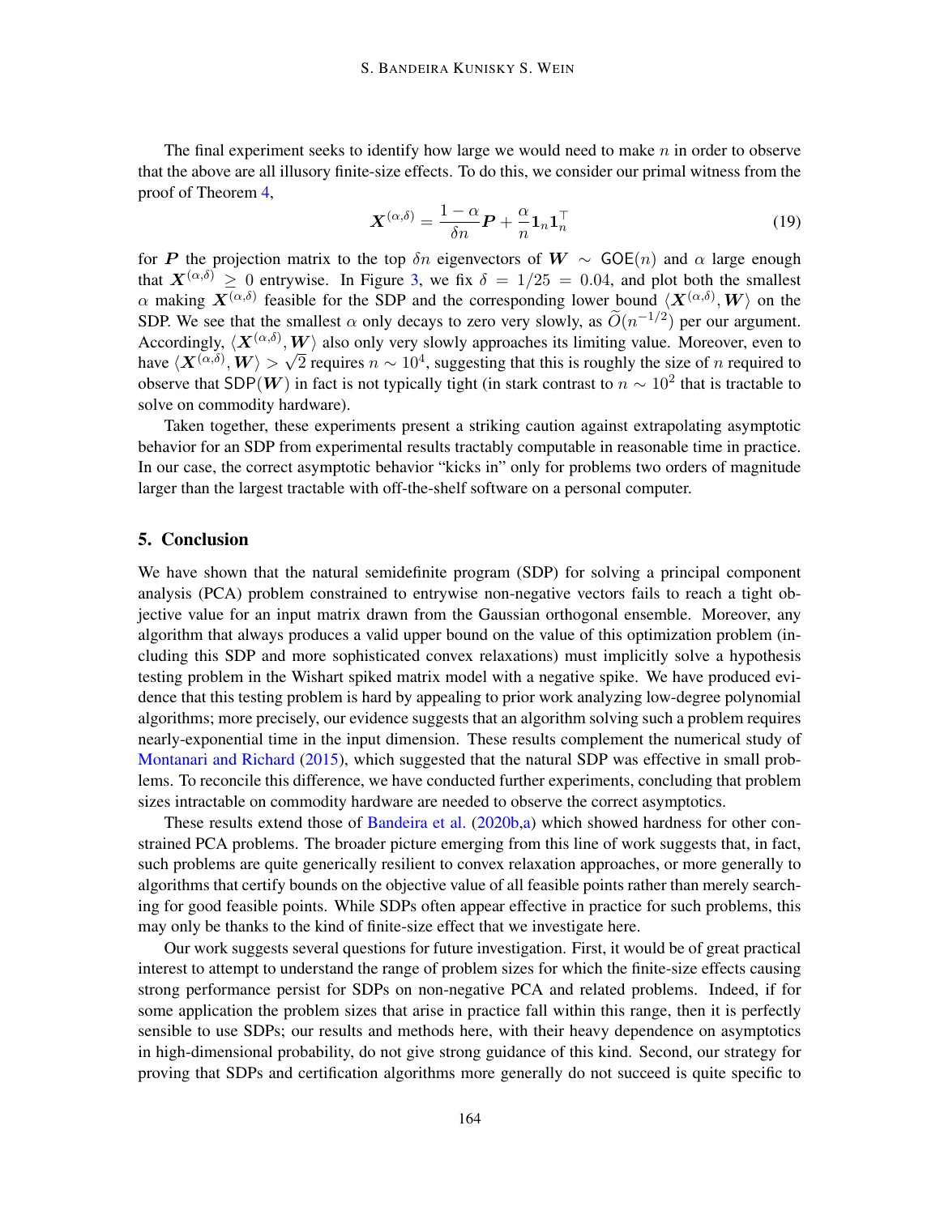The final experiment seeks to identify how large we would need to make $n$ in order to observe that the above are all illusory finite-size effects. To do this, we consider our primal witness from the proof of Theorem 4,

$$\boldsymbol{X}^{(\alpha,\delta)} = \frac{1-\alpha}{\delta n}\boldsymbol{P} + \frac{\alpha}{n}\mathbf{1}_n\mathbf{1}_n^\top \tag{19}$$

for $\boldsymbol{P}$ the projection matrix to the top $\delta n$ eigenvectors of $\boldsymbol{W} \sim \mathsf{GOE}(n)$ and $\alpha$ large enough that $\boldsymbol{X}^{(\alpha,\delta)} \geq 0$ entrywise. In Figure 3, we fix $\delta = 1/25 = 0.04$, and plot both the smallest $\alpha$ making $\boldsymbol{X}^{(\alpha,\delta)}$ feasible for the SDP and the corresponding lower bound $\langle \boldsymbol{X}^{(\alpha,\delta)}, \boldsymbol{W} \rangle$ on the SDP. We see that the smallest $\alpha$ only decays to zero very slowly, as $\widetilde{O}(n^{-1/2})$ per our argument. Accordingly, $\langle \boldsymbol{X}^{(\alpha,\delta)}, \boldsymbol{W} \rangle$ also only very slowly approaches its limiting value. Moreover, even to have $\langle \boldsymbol{X}^{(\alpha,\delta)}, \boldsymbol{W} \rangle > \sqrt{2}$ requires $n \sim 10^4$, suggesting that this is roughly the size of $n$ required to observe that $\mathsf{SDP}(\boldsymbol{W})$ in fact is not typically tight (in stark contrast to $n \sim 10^2$ that is tractable to solve on commodity hardware).

Taken together, these experiments present a striking caution against extrapolating asymptotic behavior for an SDP from experimental results tractably computable in reasonable time in practice. In our case, the correct asymptotic behavior "kicks in" only for problems two orders of magnitude larger than the largest tractable with off-the-shelf software on a personal computer.

## 5. Conclusion

We have shown that the natural semidefinite program (SDP) for solving a principal component analysis (PCA) problem constrained to entrywise non-negative vectors fails to reach a tight objective value for an input matrix drawn from the Gaussian orthogonal ensemble. Moreover, any algorithm that always produces a valid upper bound on the value of this optimization problem (including this SDP and more sophisticated convex relaxations) must implicitly solve a hypothesis testing problem in the Wishart spiked matrix model with a negative spike. We have produced evidence that this testing problem is hard by appealing to prior work analyzing low-degree polynomial algorithms; more precisely, our evidence suggests that an algorithm solving such a problem requires nearly-exponential time in the input dimension. These results complement the numerical study of Montanari and Richard (2015), which suggested that the natural SDP was effective in small problems. To reconcile this difference, we have conducted further experiments, concluding that problem sizes intractable on commodity hardware are needed to observe the correct asymptotics.

These results extend those of Bandeira et al. (2020b,a) which showed hardness for other constrained PCA problems. The broader picture emerging from this line of work suggests that, in fact, such problems are quite generically resilient to convex relaxation approaches, or more generally to algorithms that certify bounds on the objective value of all feasible points rather than merely searching for good feasible points. While SDPs often appear effective in practice for such problems, this may only be thanks to the kind of finite-size effect that we investigate here.

Our work suggests several questions for future investigation. First, it would be of great practical interest to attempt to understand the range of problem sizes for which the finite-size effects causing strong performance persist for SDPs on non-negative PCA and related problems. Indeed, if for some application the problem sizes that arise in practice fall within this range, then it is perfectly sensible to use SDPs; our results and methods here, with their heavy dependence on asymptotics in high-dimensional probability, do not give strong guidance of this kind. Second, our strategy for proving that SDPs and certification algorithms more generally do not succeed is quite specific to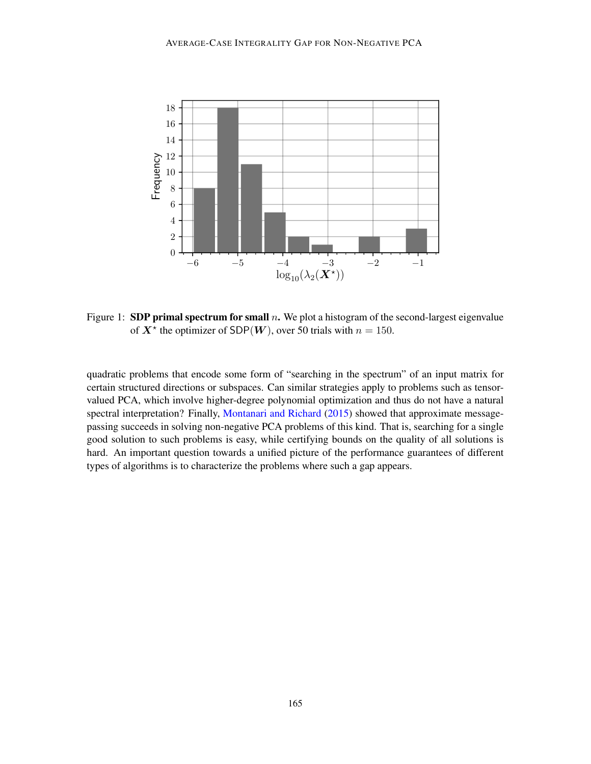Figure 1: **SDP primal spectrum for small $n$.** We plot a histogram of the second-largest eigenvalue of $\boldsymbol{X}^\star$ the optimizer of $\mathsf{SDP}(\boldsymbol{W})$, over 50 trials with $n = 150$.

quadratic problems that encode some form of "searching in the spectrum" of an input matrix for certain structured directions or subspaces. Can similar strategies apply to problems such as tensor-valued PCA, which involve higher-degree polynomial optimization and thus do not have a natural spectral interpretation? Finally, Montanari and Richard (2015) showed that approximate message-passing succeeds in solving non-negative PCA problems of this kind. That is, searching for a single good solution to such problems is easy, while certifying bounds on the quality of all solutions is hard. An important question towards a unified picture of the performance guarantees of different types of algorithms is to characterize the problems where such a gap appears.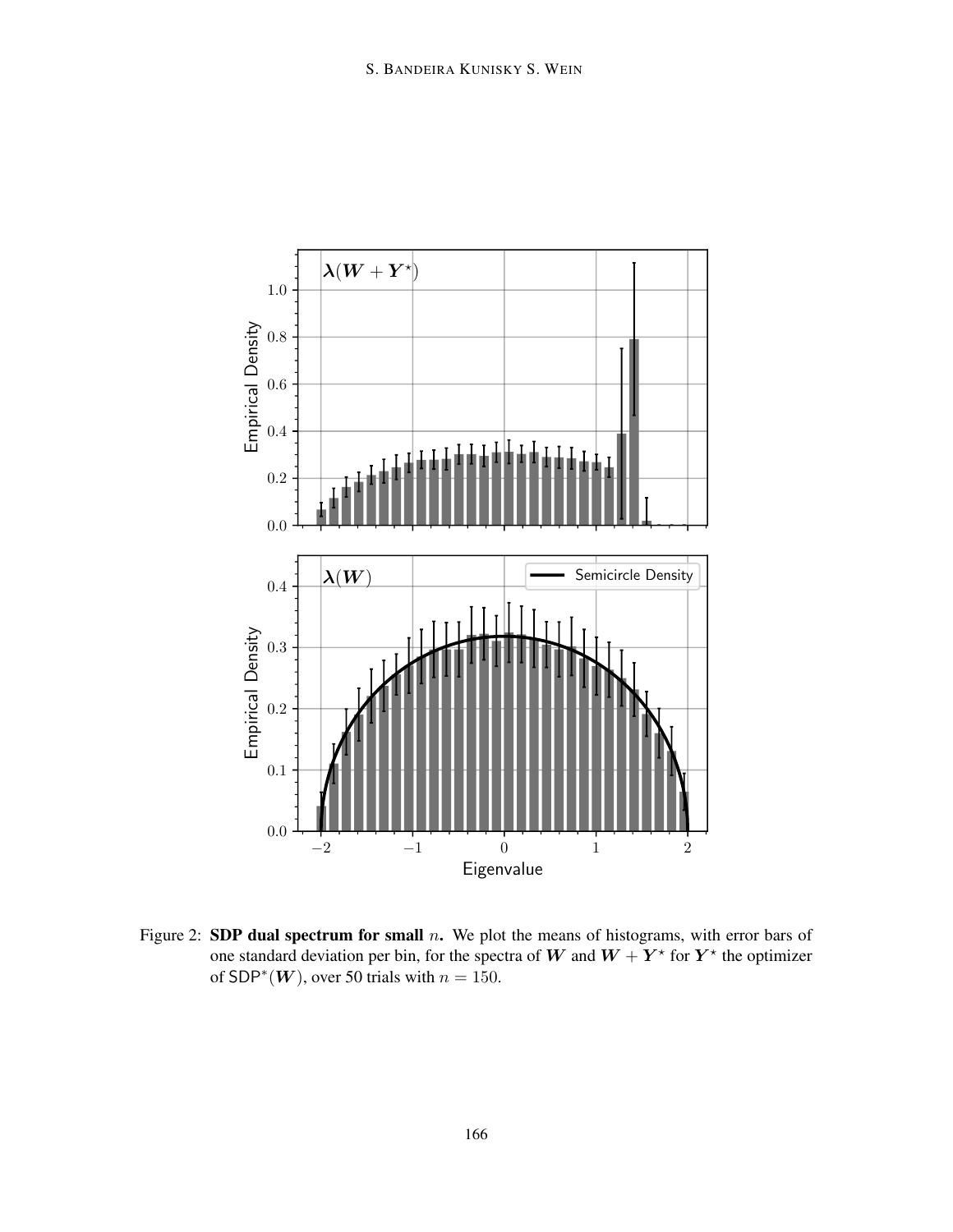Figure 2: **SDP dual spectrum for small $n$.** We plot the means of histograms, with error bars of one standard deviation per bin, for the spectra of $\boldsymbol{W}$ and $\boldsymbol{W} + \boldsymbol{Y}^\star$ for $\boldsymbol{Y}^\star$ the optimizer of $\mathsf{SDP}^*(\boldsymbol{W})$, over 50 trials with $n = 150$.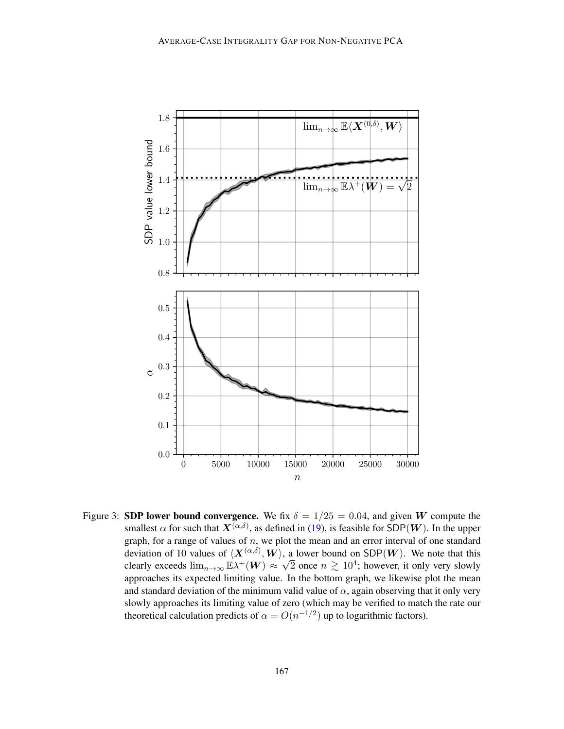Figure 3: **SDP lower bound convergence.** We fix $\delta = 1/25 = 0.04$, and given $\boldsymbol{W}$ compute the smallest $\alpha$ for such that $\boldsymbol{X}^{(\alpha,\delta)}$, as defined in (19), is feasible for $\mathsf{SDP}(\boldsymbol{W})$. In the upper graph, for a range of values of $n$, we plot the mean and an error interval of one standard deviation of 10 values of $\langle \boldsymbol{X}^{(\alpha,\delta)}, \boldsymbol{W} \rangle$, a lower bound on $\mathsf{SDP}(\boldsymbol{W})$. We note that this clearly exceeds $\lim_{n\to\infty} \mathbb{E}\lambda^+(\boldsymbol{W}) \approx \sqrt{2}$ once $n \gtrsim 10^4$; however, it only very slowly approaches its expected limiting value. In the bottom graph, we likewise plot the mean and standard deviation of the minimum valid value of $\alpha$, again observing that it only very slowly approaches its limiting value of zero (which may be verified to match the rate our theoretical calculation predicts of $\alpha = O(n^{-1/2})$ up to logarithmic factors).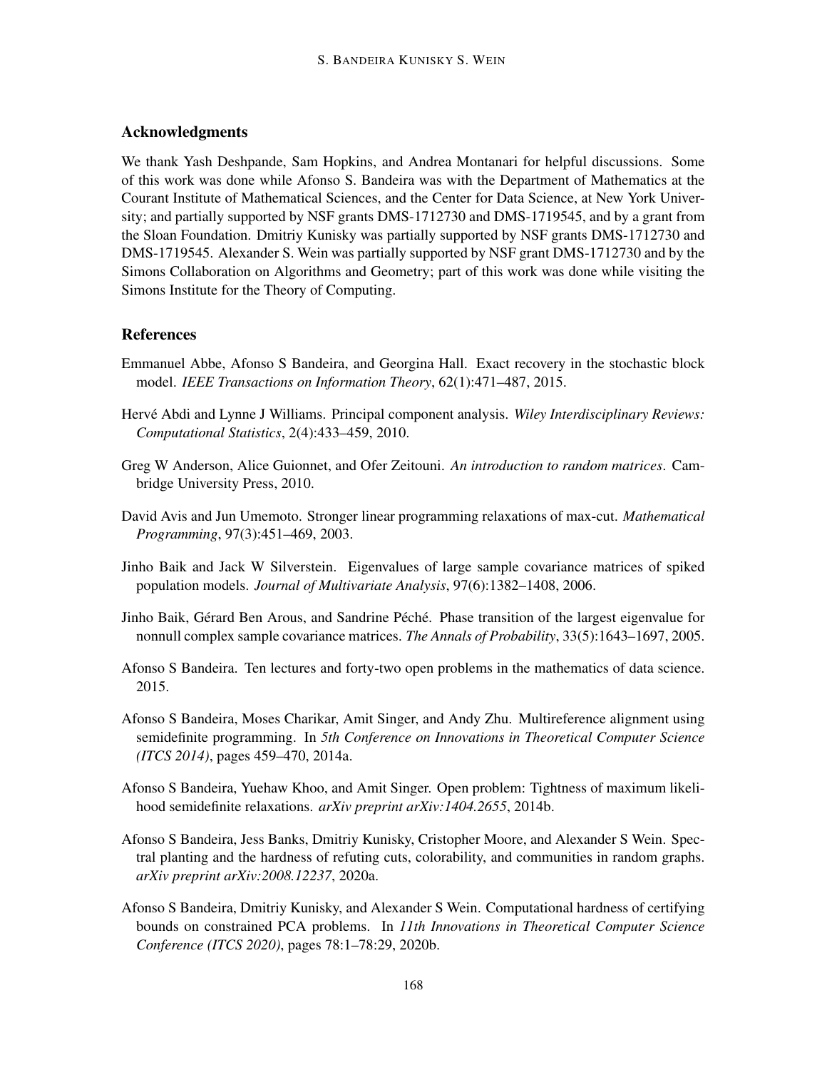## Acknowledgments

We thank Yash Deshpande, Sam Hopkins, and Andrea Montanari for helpful discussions. Some of this work was done while Afonso S. Bandeira was with the Department of Mathematics at the Courant Institute of Mathematical Sciences, and the Center for Data Science, at New York University; and partially supported by NSF grants DMS-1712730 and DMS-1719545, and by a grant from the Sloan Foundation. Dmitriy Kunisky was partially supported by NSF grants DMS-1712730 and DMS-1719545. Alexander S. Wein was partially supported by NSF grant DMS-1712730 and by the Simons Collaboration on Algorithms and Geometry; part of this work was done while visiting the Simons Institute for the Theory of Computing.

## References

Emmanuel Abbe, Afonso S Bandeira, and Georgina Hall. Exact recovery in the stochastic block model. *IEEE Transactions on Information Theory*, 62(1):471–487, 2015.

Hervé Abdi and Lynne J Williams. Principal component analysis. *Wiley Interdisciplinary Reviews: Computational Statistics*, 2(4):433–459, 2010.

Greg W Anderson, Alice Guionnet, and Ofer Zeitouni. *An introduction to random matrices*. Cambridge University Press, 2010.

David Avis and Jun Umemoto. Stronger linear programming relaxations of max-cut. *Mathematical Programming*, 97(3):451–469, 2003.

Jinho Baik and Jack W Silverstein. Eigenvalues of large sample covariance matrices of spiked population models. *Journal of Multivariate Analysis*, 97(6):1382–1408, 2006.

Jinho Baik, Gérard Ben Arous, and Sandrine Péché. Phase transition of the largest eigenvalue for nonnull complex sample covariance matrices. *The Annals of Probability*, 33(5):1643–1697, 2005.

Afonso S Bandeira. Ten lectures and forty-two open problems in the mathematics of data science. 2015.

Afonso S Bandeira, Moses Charikar, Amit Singer, and Andy Zhu. Multireference alignment using semidefinite programming. In *5th Conference on Innovations in Theoretical Computer Science (ITCS 2014)*, pages 459–470, 2014a.

Afonso S Bandeira, Yuehaw Khoo, and Amit Singer. Open problem: Tightness of maximum likelihood semidefinite relaxations. *arXiv preprint arXiv:1404.2655*, 2014b.

Afonso S Bandeira, Jess Banks, Dmitriy Kunisky, Cristopher Moore, and Alexander S Wein. Spectral planting and the hardness of refuting cuts, colorability, and communities in random graphs. *arXiv preprint arXiv:2008.12237*, 2020a.

Afonso S Bandeira, Dmitriy Kunisky, and Alexander S Wein. Computational hardness of certifying bounds on constrained PCA problems. In *11th Innovations in Theoretical Computer Science Conference (ITCS 2020)*, pages 78:1–78:29, 2020b.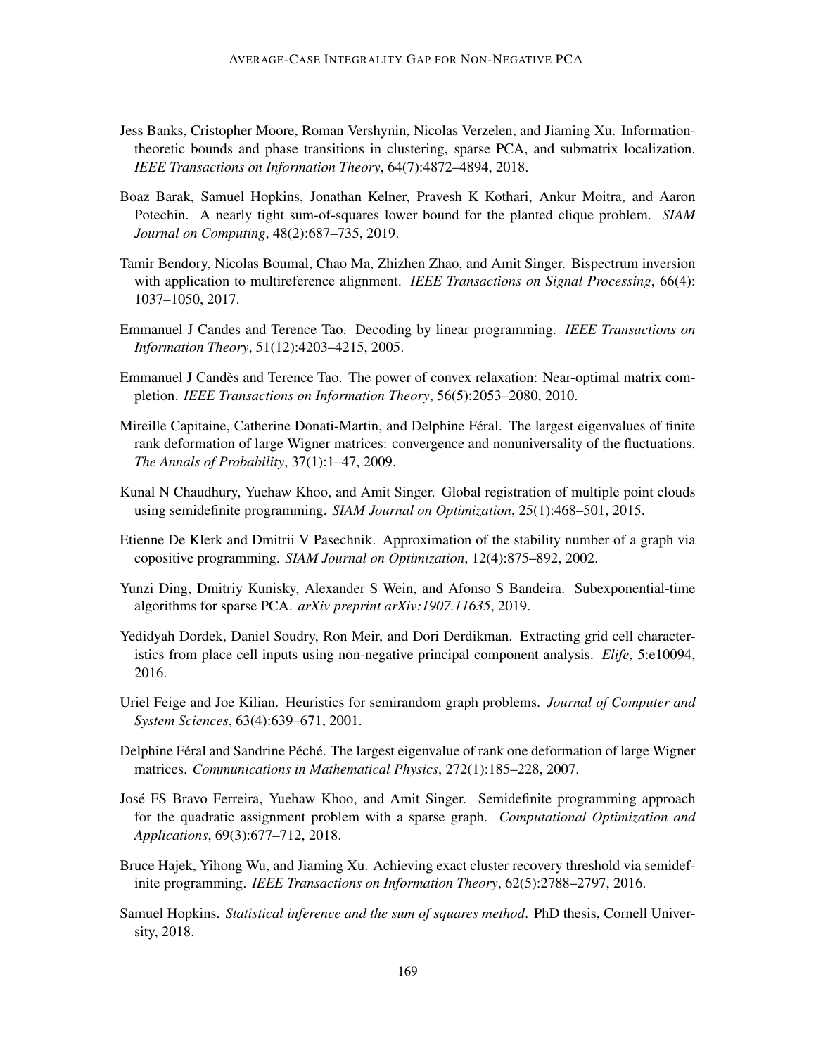Jess Banks, Cristopher Moore, Roman Vershynin, Nicolas Verzelen, and Jiaming Xu. Information-theoretic bounds and phase transitions in clustering, sparse PCA, and submatrix localization. *IEEE Transactions on Information Theory*, 64(7):4872–4894, 2018.

Boaz Barak, Samuel Hopkins, Jonathan Kelner, Pravesh K Kothari, Ankur Moitra, and Aaron Potechin. A nearly tight sum-of-squares lower bound for the planted clique problem. *SIAM Journal on Computing*, 48(2):687–735, 2019.

Tamir Bendory, Nicolas Boumal, Chao Ma, Zhizhen Zhao, and Amit Singer. Bispectrum inversion with application to multireference alignment. *IEEE Transactions on Signal Processing*, 66(4): 1037–1050, 2017.

Emmanuel J Candes and Terence Tao. Decoding by linear programming. *IEEE Transactions on Information Theory*, 51(12):4203–4215, 2005.

Emmanuel J Candès and Terence Tao. The power of convex relaxation: Near-optimal matrix completion. *IEEE Transactions on Information Theory*, 56(5):2053–2080, 2010.

Mireille Capitaine, Catherine Donati-Martin, and Delphine Féral. The largest eigenvalues of finite rank deformation of large Wigner matrices: convergence and nonuniversality of the fluctuations. *The Annals of Probability*, 37(1):1–47, 2009.

Kunal N Chaudhury, Yuehaw Khoo, and Amit Singer. Global registration of multiple point clouds using semidefinite programming. *SIAM Journal on Optimization*, 25(1):468–501, 2015.

Etienne De Klerk and Dmitrii V Pasechnik. Approximation of the stability number of a graph via copositive programming. *SIAM Journal on Optimization*, 12(4):875–892, 2002.

Yunzi Ding, Dmitriy Kunisky, Alexander S Wein, and Afonso S Bandeira. Subexponential-time algorithms for sparse PCA. *arXiv preprint arXiv:1907.11635*, 2019.

Yedidyah Dordek, Daniel Soudry, Ron Meir, and Dori Derdikman. Extracting grid cell characteristics from place cell inputs using non-negative principal component analysis. *Elife*, 5:e10094, 2016.

Uriel Feige and Joe Kilian. Heuristics for semirandom graph problems. *Journal of Computer and System Sciences*, 63(4):639–671, 2001.

Delphine Féral and Sandrine Péché. The largest eigenvalue of rank one deformation of large Wigner matrices. *Communications in Mathematical Physics*, 272(1):185–228, 2007.

José FS Bravo Ferreira, Yuehaw Khoo, and Amit Singer. Semidefinite programming approach for the quadratic assignment problem with a sparse graph. *Computational Optimization and Applications*, 69(3):677–712, 2018.

Bruce Hajek, Yihong Wu, and Jiaming Xu. Achieving exact cluster recovery threshold via semidefinite programming. *IEEE Transactions on Information Theory*, 62(5):2788–2797, 2016.

Samuel Hopkins. *Statistical inference and the sum of squares method*. PhD thesis, Cornell University, 2018.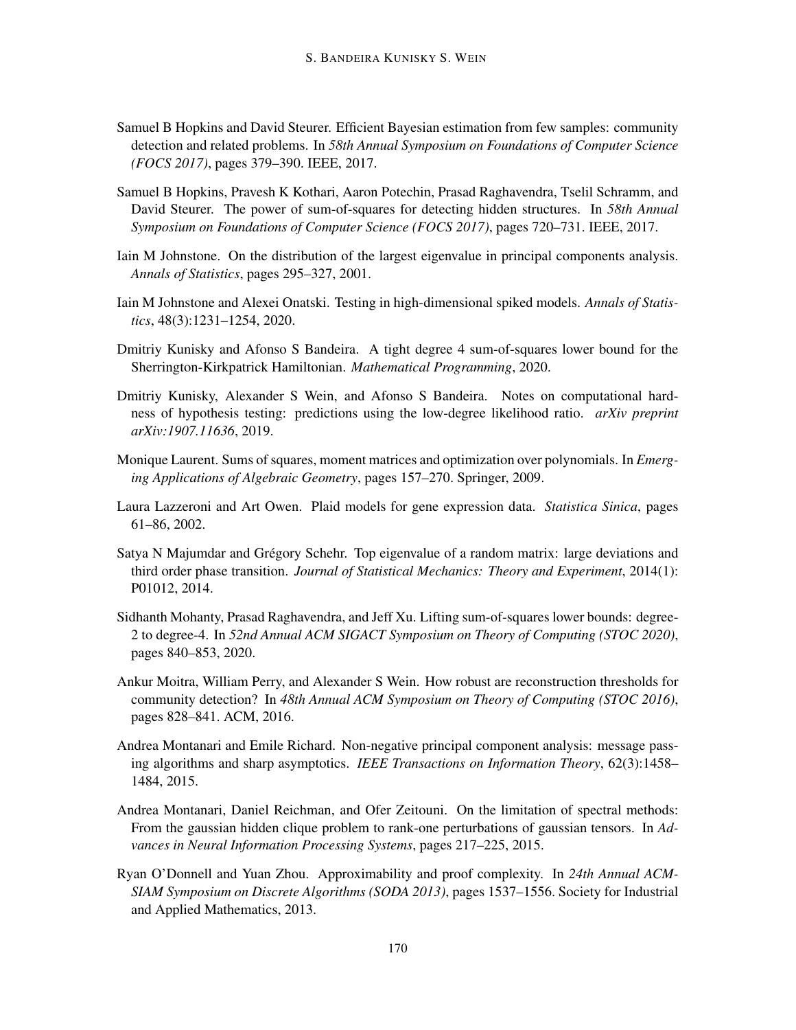Samuel B Hopkins and David Steurer. Efficient Bayesian estimation from few samples: community detection and related problems. In *58th Annual Symposium on Foundations of Computer Science (FOCS 2017)*, pages 379–390. IEEE, 2017.

Samuel B Hopkins, Pravesh K Kothari, Aaron Potechin, Prasad Raghavendra, Tselil Schramm, and David Steurer. The power of sum-of-squares for detecting hidden structures. In *58th Annual Symposium on Foundations of Computer Science (FOCS 2017)*, pages 720–731. IEEE, 2017.

Iain M Johnstone. On the distribution of the largest eigenvalue in principal components analysis. *Annals of Statistics*, pages 295–327, 2001.

Iain M Johnstone and Alexei Onatski. Testing in high-dimensional spiked models. *Annals of Statistics*, 48(3):1231–1254, 2020.

Dmitriy Kunisky and Afonso S Bandeira. A tight degree 4 sum-of-squares lower bound for the Sherrington-Kirkpatrick Hamiltonian. *Mathematical Programming*, 2020.

Dmitriy Kunisky, Alexander S Wein, and Afonso S Bandeira. Notes on computational hardness of hypothesis testing: predictions using the low-degree likelihood ratio. *arXiv preprint arXiv:1907.11636*, 2019.

Monique Laurent. Sums of squares, moment matrices and optimization over polynomials. In *Emerging Applications of Algebraic Geometry*, pages 157–270. Springer, 2009.

Laura Lazzeroni and Art Owen. Plaid models for gene expression data. *Statistica Sinica*, pages 61–86, 2002.

Satya N Majumdar and Grégory Schehr. Top eigenvalue of a random matrix: large deviations and third order phase transition. *Journal of Statistical Mechanics: Theory and Experiment*, 2014(1): P01012, 2014.

Sidhanth Mohanty, Prasad Raghavendra, and Jeff Xu. Lifting sum-of-squares lower bounds: degree-2 to degree-4. In *52nd Annual ACM SIGACT Symposium on Theory of Computing (STOC 2020)*, pages 840–853, 2020.

Ankur Moitra, William Perry, and Alexander S Wein. How robust are reconstruction thresholds for community detection? In *48th Annual ACM Symposium on Theory of Computing (STOC 2016)*, pages 828–841. ACM, 2016.

Andrea Montanari and Emile Richard. Non-negative principal component analysis: message passing algorithms and sharp asymptotics. *IEEE Transactions on Information Theory*, 62(3):1458–1484, 2015.

Andrea Montanari, Daniel Reichman, and Ofer Zeitouni. On the limitation of spectral methods: From the gaussian hidden clique problem to rank-one perturbations of gaussian tensors. In *Advances in Neural Information Processing Systems*, pages 217–225, 2015.

Ryan O'Donnell and Yuan Zhou. Approximability and proof complexity. In *24th Annual ACM-SIAM Symposium on Discrete Algorithms (SODA 2013)*, pages 1537–1556. Society for Industrial and Applied Mathematics, 2013.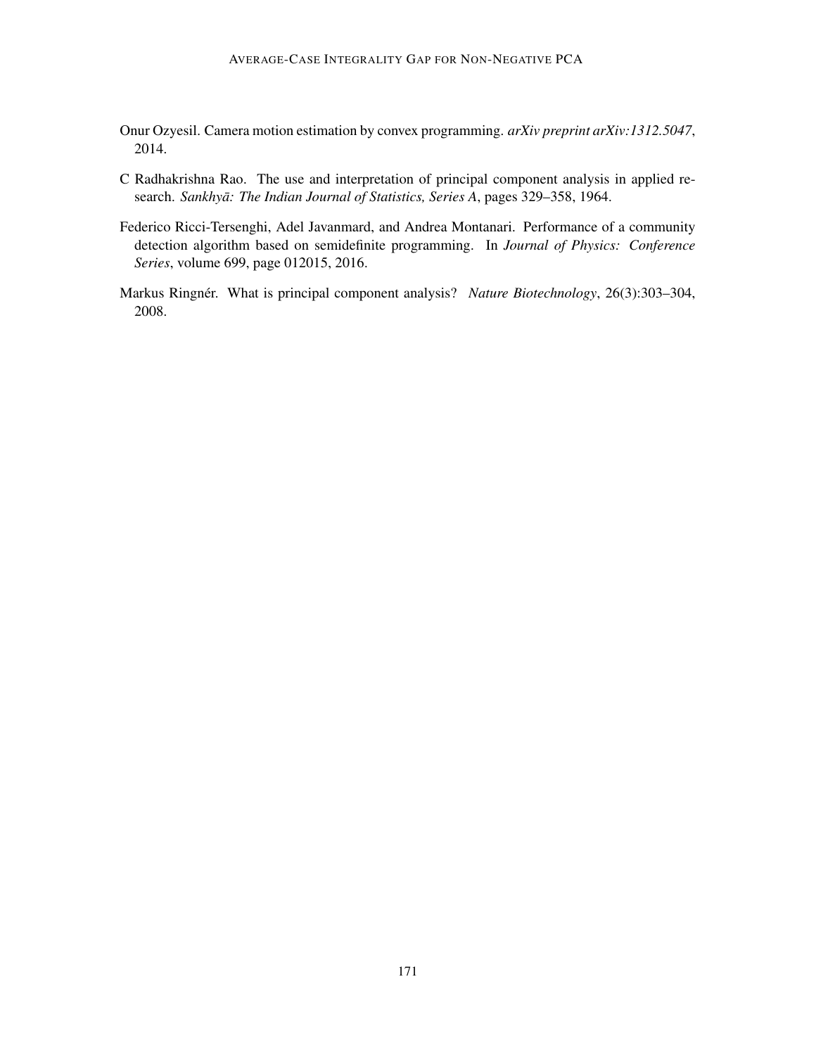Onur Ozyesil. Camera motion estimation by convex programming. *arXiv preprint arXiv:1312.5047*, 2014.

C Radhakrishna Rao. The use and interpretation of principal component analysis in applied research. *Sankhyā: The Indian Journal of Statistics, Series A*, pages 329–358, 1964.

Federico Ricci-Tersenghi, Adel Javanmard, and Andrea Montanari. Performance of a community detection algorithm based on semidefinite programming. In *Journal of Physics: Conference Series*, volume 699, page 012015, 2016.

Markus Ringnér. What is principal component analysis? *Nature Biotechnology*, 26(3):303–304, 2008.